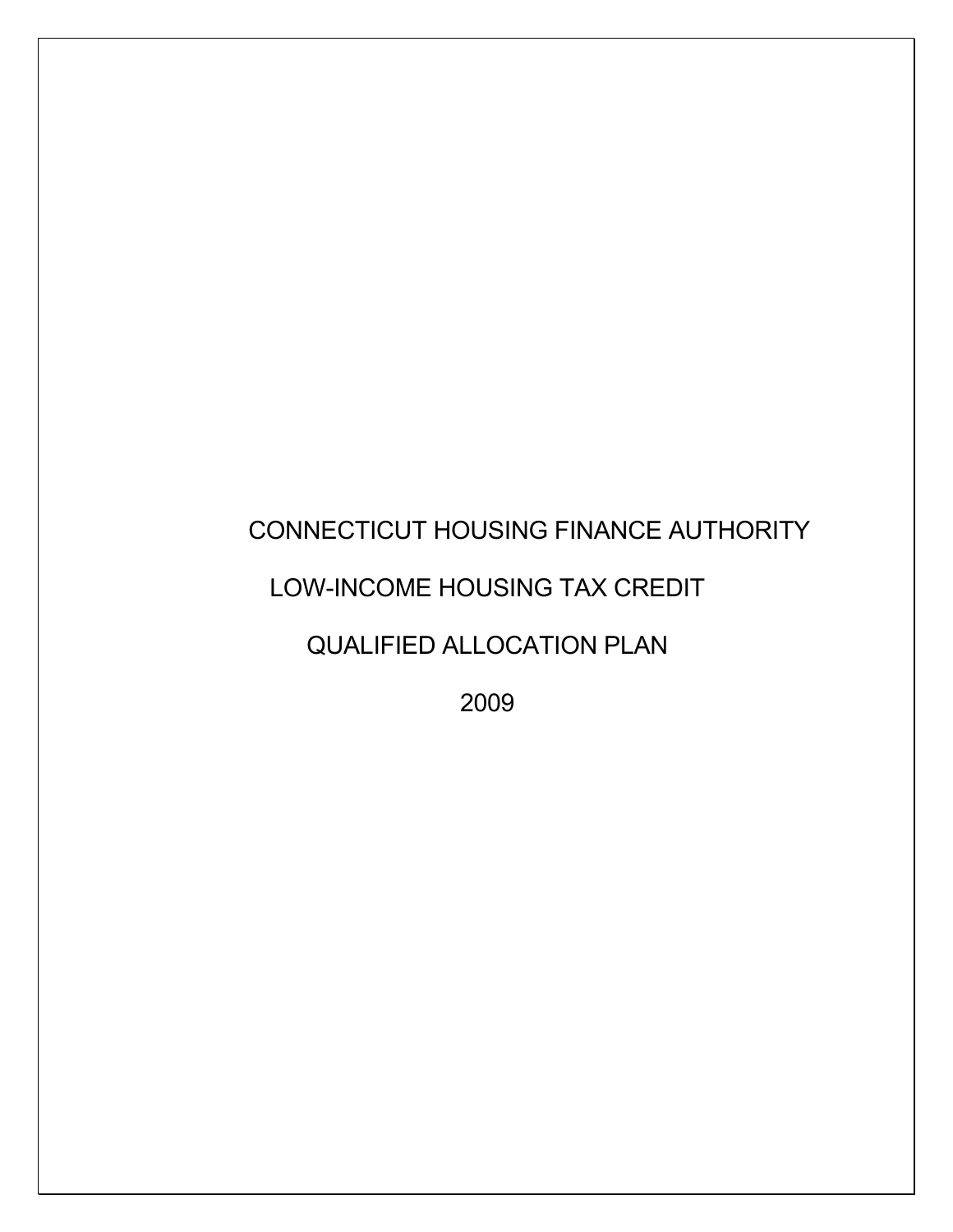# CONNECTICUT HOUSING FINANCE AUTHORITY

## LOW-INCOME HOUSING TAX CREDIT

## QUALIFIED ALLOCATION PLAN

## 2009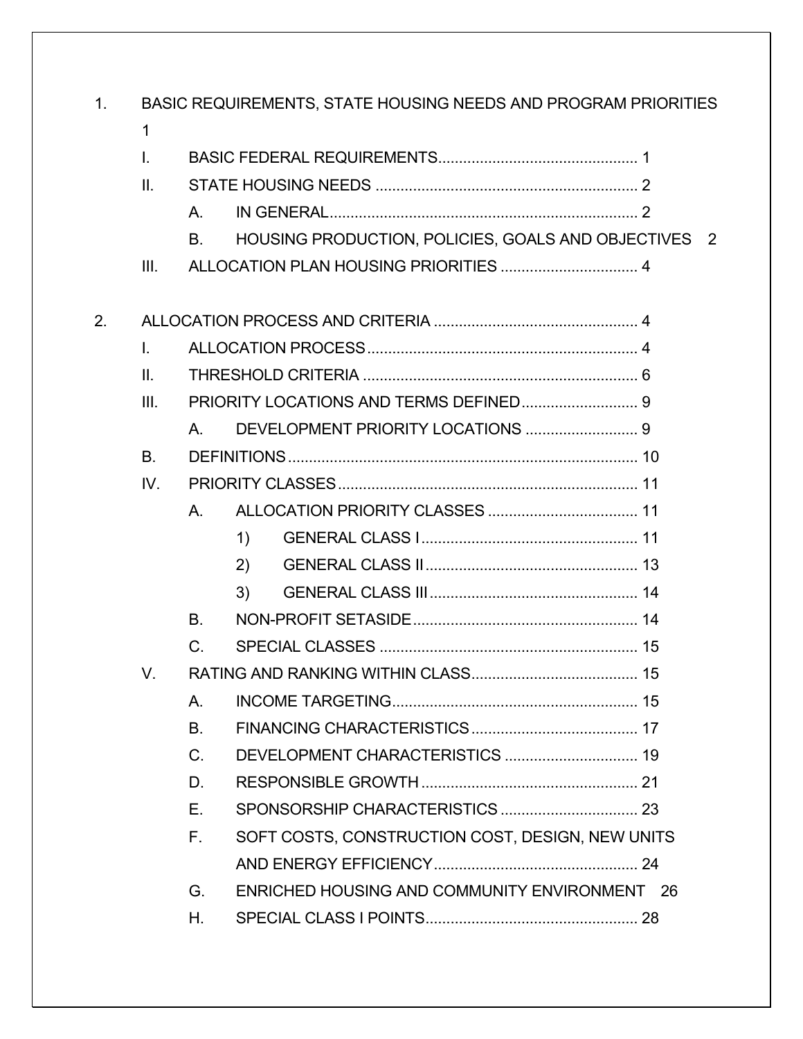1. BASIC REQUIREMENTS, STATE HOUSING NEEDS AND PROGRAM PRIORITIES 1
   - I. BASIC FEDERAL REQUIREMENTS................................................ 1
   - II. STATE HOUSING NEEDS ............................................................ 2
     - A. IN GENERAL......................................................................... 2
     - B. HOUSING PRODUCTION, POLICIES, GOALS AND OBJECTIVES 2
   - III. ALLOCATION PLAN HOUSING PRIORITIES ................................ 4

2. ALLOCATION PROCESS AND CRITERIA ................................................ 4
   - I. ALLOCATION PROCESS................................................................ 4
   - II. THRESHOLD CRITERIA ................................................................ 6
   - III. PRIORITY LOCATIONS AND TERMS DEFINED............................ 9
     - A. DEVELOPMENT PRIORITY LOCATIONS ........................... 9
   - B. DEFINITIONS.................................................................................. 10
   - IV. PRIORITY CLASSES...................................................................... 11
     - A. ALLOCATION PRIORITY CLASSES .................................... 11
       - 1) GENERAL CLASS I.................................................... 11
       - 2) GENERAL CLASS II................................................... 13
       - 3) GENERAL CLASS III.................................................. 14
     - B. NON-PROFIT SETASIDE...................................................... 14
     - C. SPECIAL CLASSES ............................................................. 15
   - V. RATING AND RANKING WITHIN CLASS........................................ 15
     - A. INCOME TARGETING........................................................... 15
     - B. FINANCING CHARACTERISTICS........................................ 17
     - C. DEVELOPMENT CHARACTERISTICS ................................ 19
     - D. RESPONSIBLE GROWTH .................................................... 21
     - E. SPONSORSHIP CHARACTERISTICS ................................. 23
     - F. SOFT COSTS, CONSTRUCTION COST, DESIGN, NEW UNITS AND ENERGY EFFICIENCY................................................. 24
     - G. ENRICHED HOUSING AND COMMUNITY ENVIRONMENT 26
     - H. SPECIAL CLASS I POINTS................................................... 28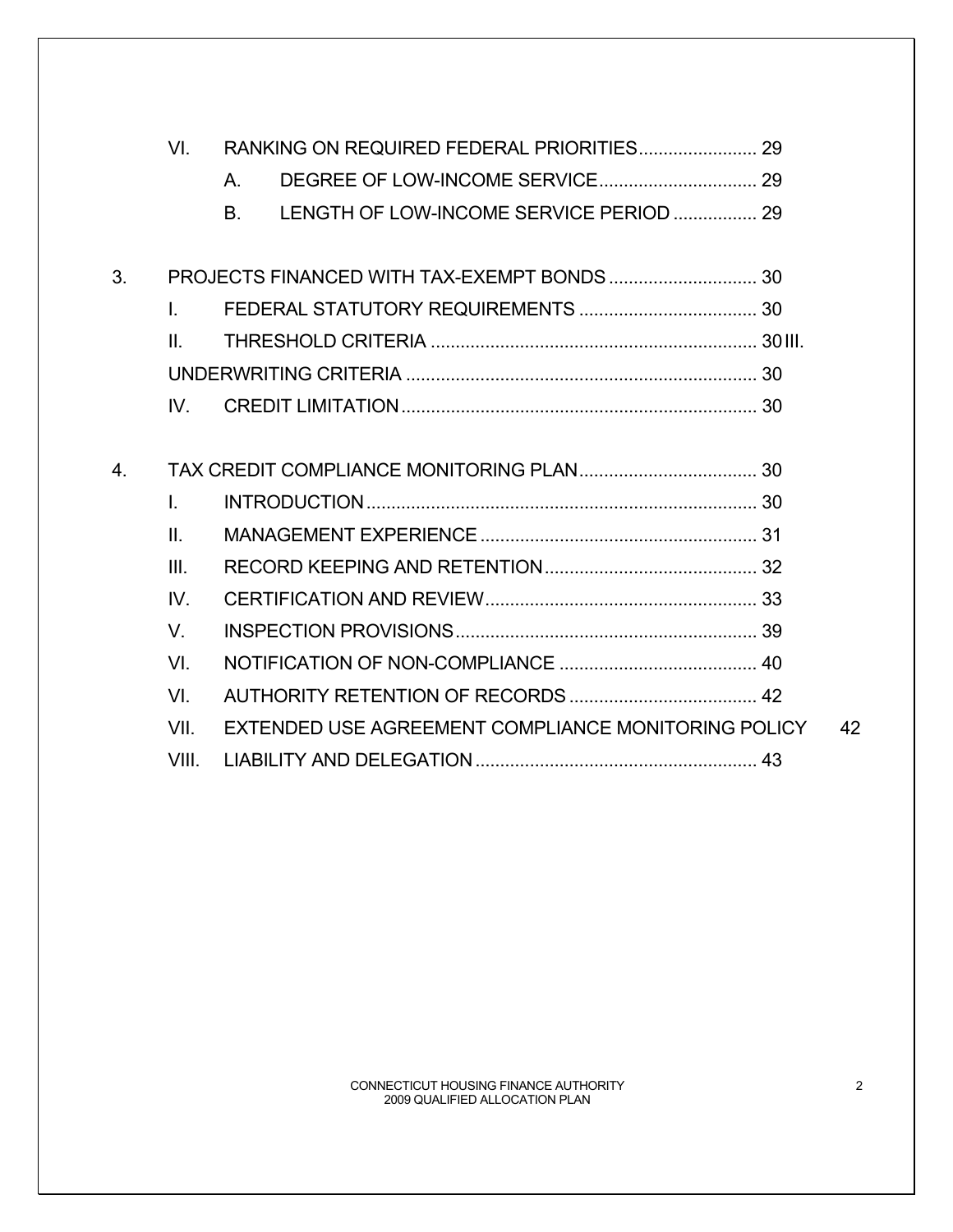VI. RANKING ON REQUIRED FEDERAL PRIORITIES........................ 29

A. DEGREE OF LOW-INCOME SERVICE................................ 29

B. LENGTH OF LOW-INCOME SERVICE PERIOD ................. 29

3. PROJECTS FINANCED WITH TAX-EXEMPT BONDS .............................. 30

I. FEDERAL STATUTORY REQUIREMENTS .................................... 30

II. THRESHOLD CRITERIA .................................................................. 30 III. UNDERWRITING CRITERIA ....................................................................... 30

IV. CREDIT LIMITATION........................................................................ 30

4. TAX CREDIT COMPLIANCE MONITORING PLAN.................................... 30

I. INTRODUCTION............................................................................... 30

II. MANAGEMENT EXPERIENCE ........................................................ 31

III. RECORD KEEPING AND RETENTION........................................... 32

IV. CERTIFICATION AND REVIEW....................................................... 33

V. INSPECTION PROVISIONS............................................................. 39

VI. NOTIFICATION OF NON-COMPLIANCE ........................................ 40

VI. AUTHORITY RETENTION OF RECORDS ...................................... 42

VII. EXTENDED USE AGREEMENT COMPLIANCE MONITORING POLICY 42

VIII. LIABILITY AND DELEGATION ......................................................... 43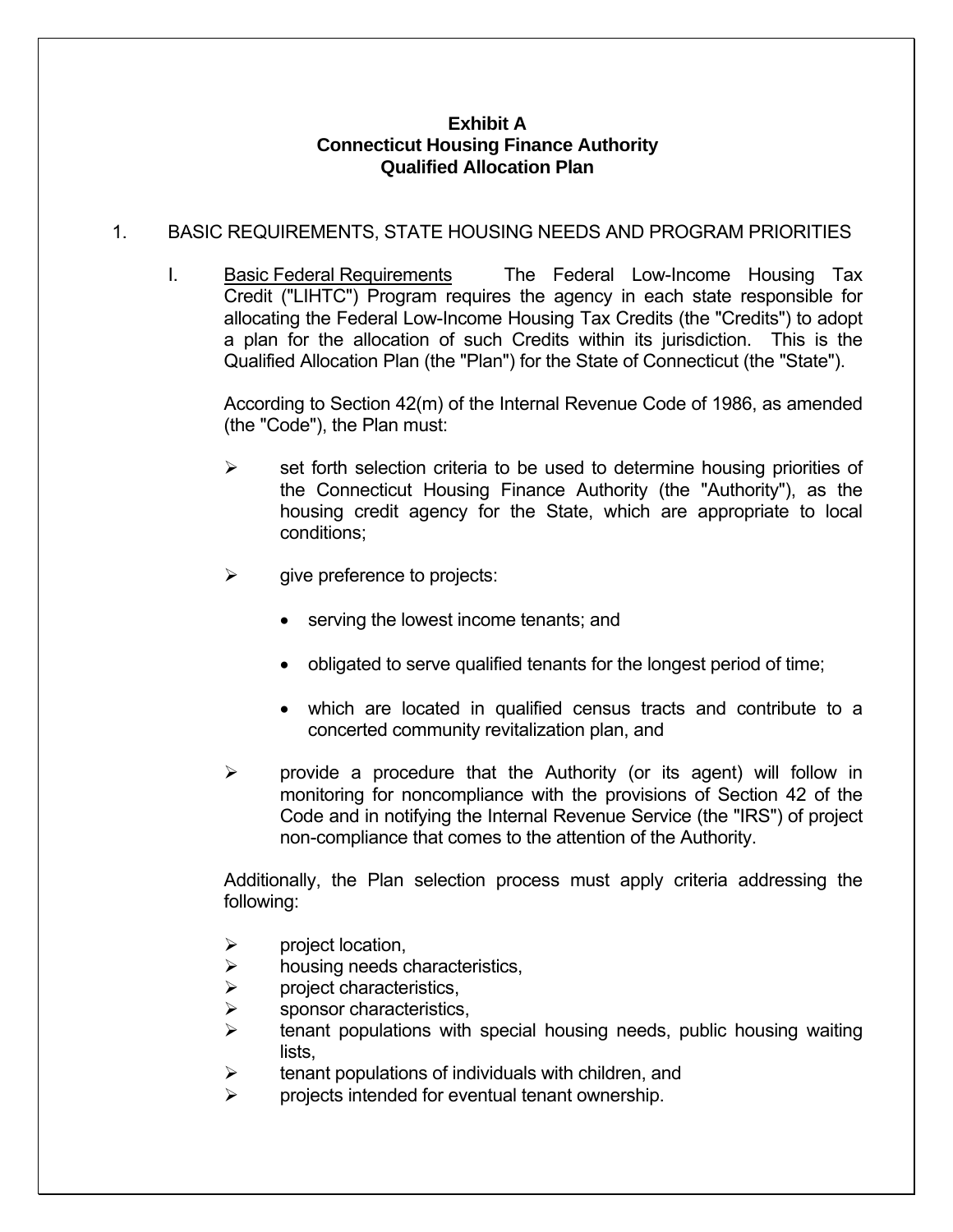**Exhibit A**
**Connecticut Housing Finance Authority**
**Qualified Allocation Plan**

1. BASIC REQUIREMENTS, STATE HOUSING NEEDS AND PROGRAM PRIORITIES

   I. Basic Federal Requirements The Federal Low-Income Housing Tax Credit ("LIHTC") Program requires the agency in each state responsible for allocating the Federal Low-Income Housing Tax Credits (the "Credits") to adopt a plan for the allocation of such Credits within its jurisdiction. This is the Qualified Allocation Plan (the "Plan") for the State of Connecticut (the "State").

   According to Section 42(m) of the Internal Revenue Code of 1986, as amended (the "Code"), the Plan must:

   - set forth selection criteria to be used to determine housing priorities of the Connecticut Housing Finance Authority (the "Authority"), as the housing credit agency for the State, which are appropriate to local conditions;
   - give preference to projects:
     - serving the lowest income tenants; and
     - obligated to serve qualified tenants for the longest period of time;
     - which are located in qualified census tracts and contribute to a concerted community revitalization plan, and
   - provide a procedure that the Authority (or its agent) will follow in monitoring for noncompliance with the provisions of Section 42 of the Code and in notifying the Internal Revenue Service (the "IRS") of project non-compliance that comes to the attention of the Authority.

   Additionally, the Plan selection process must apply criteria addressing the following:

   - project location,
   - housing needs characteristics,
   - project characteristics,
   - sponsor characteristics,
   - tenant populations with special housing needs, public housing waiting lists,
   - tenant populations of individuals with children, and
   - projects intended for eventual tenant ownership.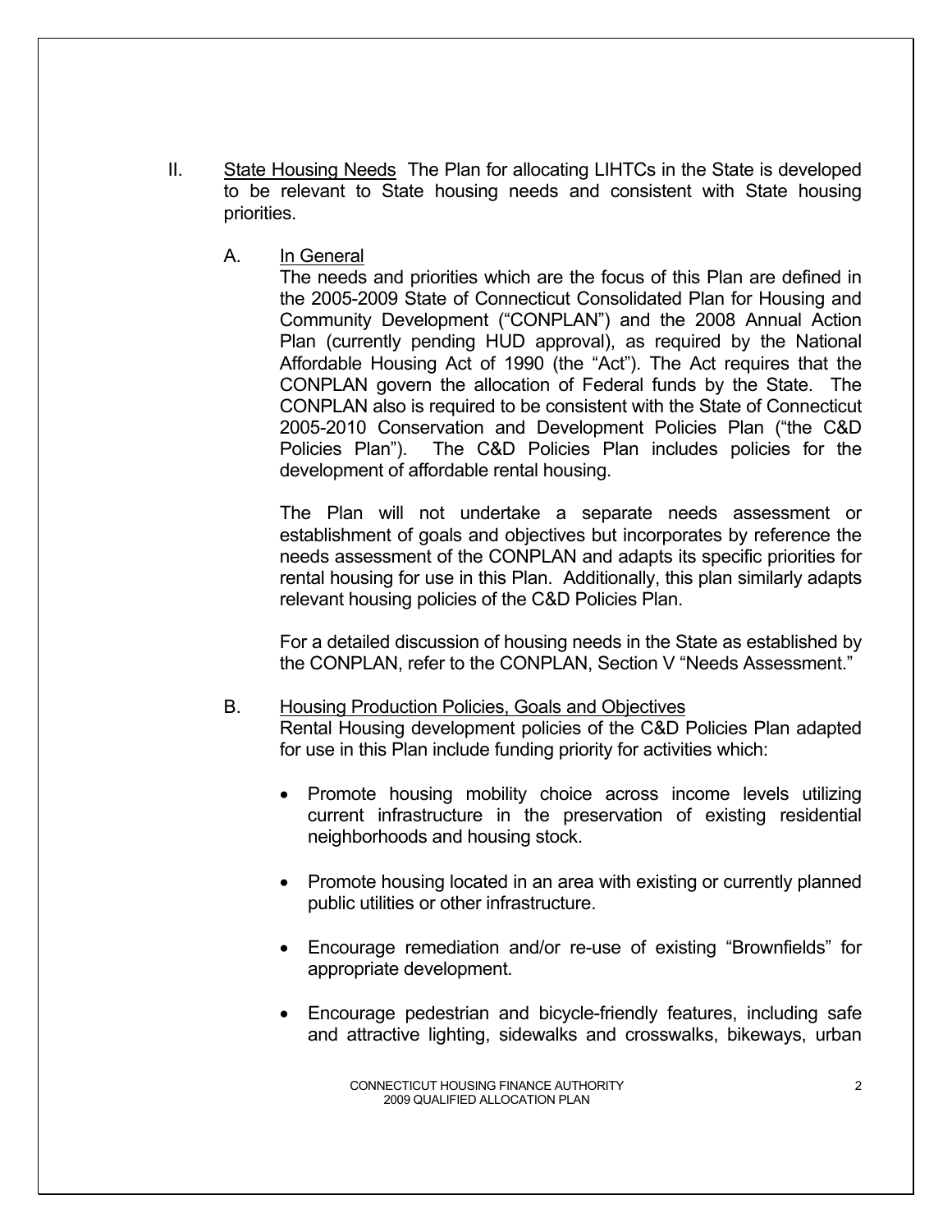II. <u>State Housing Needs</u> The Plan for allocating LIHTCs in the State is developed to be relevant to State housing needs and consistent with State housing priorities.

A. <u>In General</u>

The needs and priorities which are the focus of this Plan are defined in the 2005-2009 State of Connecticut Consolidated Plan for Housing and Community Development ("CONPLAN") and the 2008 Annual Action Plan (currently pending HUD approval), as required by the National Affordable Housing Act of 1990 (the "Act"). The Act requires that the CONPLAN govern the allocation of Federal funds by the State. The CONPLAN also is required to be consistent with the State of Connecticut 2005-2010 Conservation and Development Policies Plan ("the C&D Policies Plan"). The C&D Policies Plan includes policies for the development of affordable rental housing.

The Plan will not undertake a separate needs assessment or establishment of goals and objectives but incorporates by reference the needs assessment of the CONPLAN and adapts its specific priorities for rental housing for use in this Plan. Additionally, this plan similarly adapts relevant housing policies of the C&D Policies Plan.

For a detailed discussion of housing needs in the State as established by the CONPLAN, refer to the CONPLAN, Section V "Needs Assessment."

B. <u>Housing Production Policies, Goals and Objectives</u>

Rental Housing development policies of the C&D Policies Plan adapted for use in this Plan include funding priority for activities which:

- Promote housing mobility choice across income levels utilizing current infrastructure in the preservation of existing residential neighborhoods and housing stock.
- Promote housing located in an area with existing or currently planned public utilities or other infrastructure.
- Encourage remediation and/or re-use of existing "Brownfields" for appropriate development.
- Encourage pedestrian and bicycle-friendly features, including safe and attractive lighting, sidewalks and crosswalks, bikeways, urban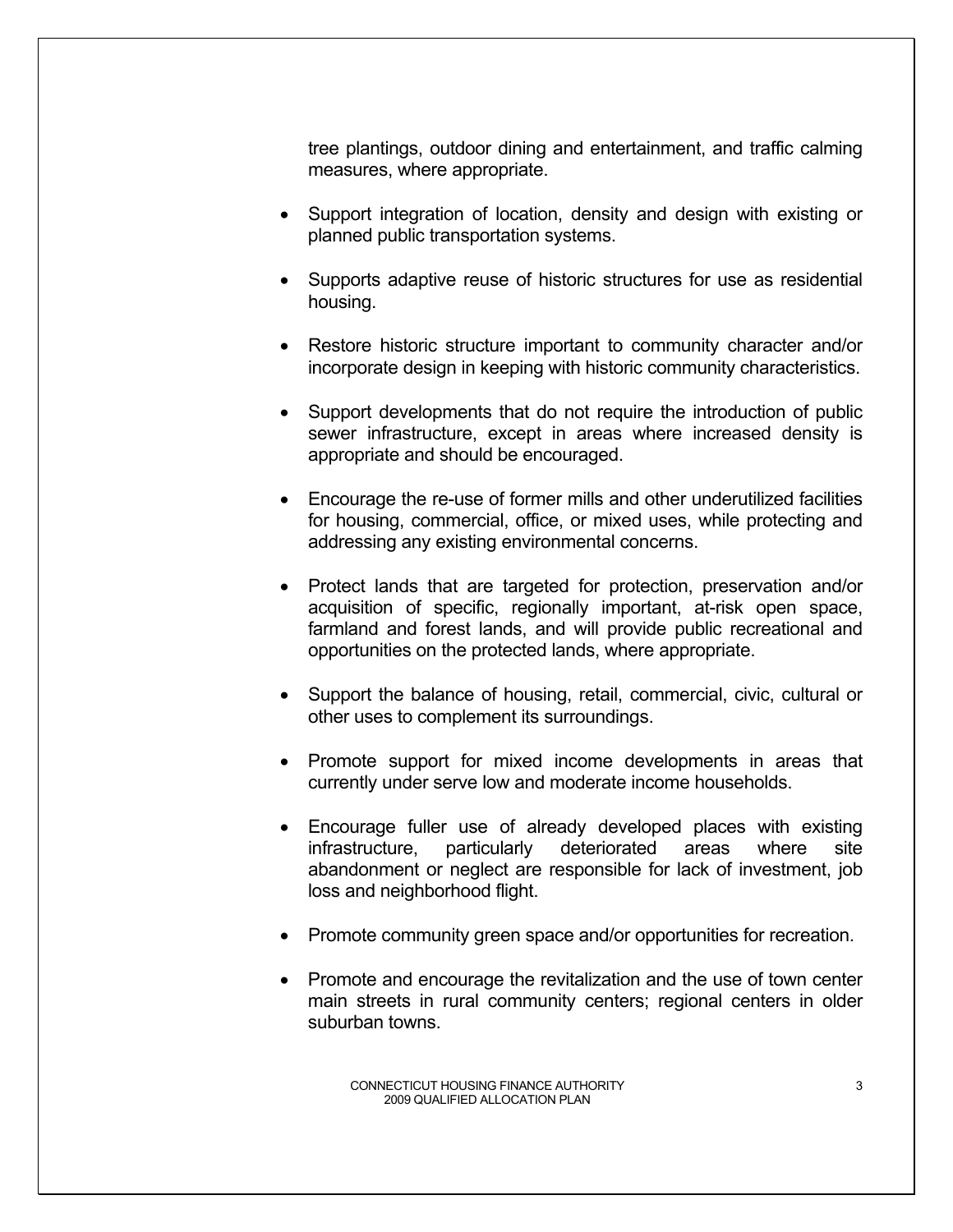tree plantings, outdoor dining and entertainment, and traffic calming measures, where appropriate.

- Support integration of location, density and design with existing or planned public transportation systems.
- Supports adaptive reuse of historic structures for use as residential housing.
- Restore historic structure important to community character and/or incorporate design in keeping with historic community characteristics.
- Support developments that do not require the introduction of public sewer infrastructure, except in areas where increased density is appropriate and should be encouraged.
- Encourage the re-use of former mills and other underutilized facilities for housing, commercial, office, or mixed uses, while protecting and addressing any existing environmental concerns.
- Protect lands that are targeted for protection, preservation and/or acquisition of specific, regionally important, at-risk open space, farmland and forest lands, and will provide public recreational and opportunities on the protected lands, where appropriate.
- Support the balance of housing, retail, commercial, civic, cultural or other uses to complement its surroundings.
- Promote support for mixed income developments in areas that currently under serve low and moderate income households.
- Encourage fuller use of already developed places with existing infrastructure, particularly deteriorated areas where site abandonment or neglect are responsible for lack of investment, job loss and neighborhood flight.
- Promote community green space and/or opportunities for recreation.
- Promote and encourage the revitalization and the use of town center main streets in rural community centers; regional centers in older suburban towns.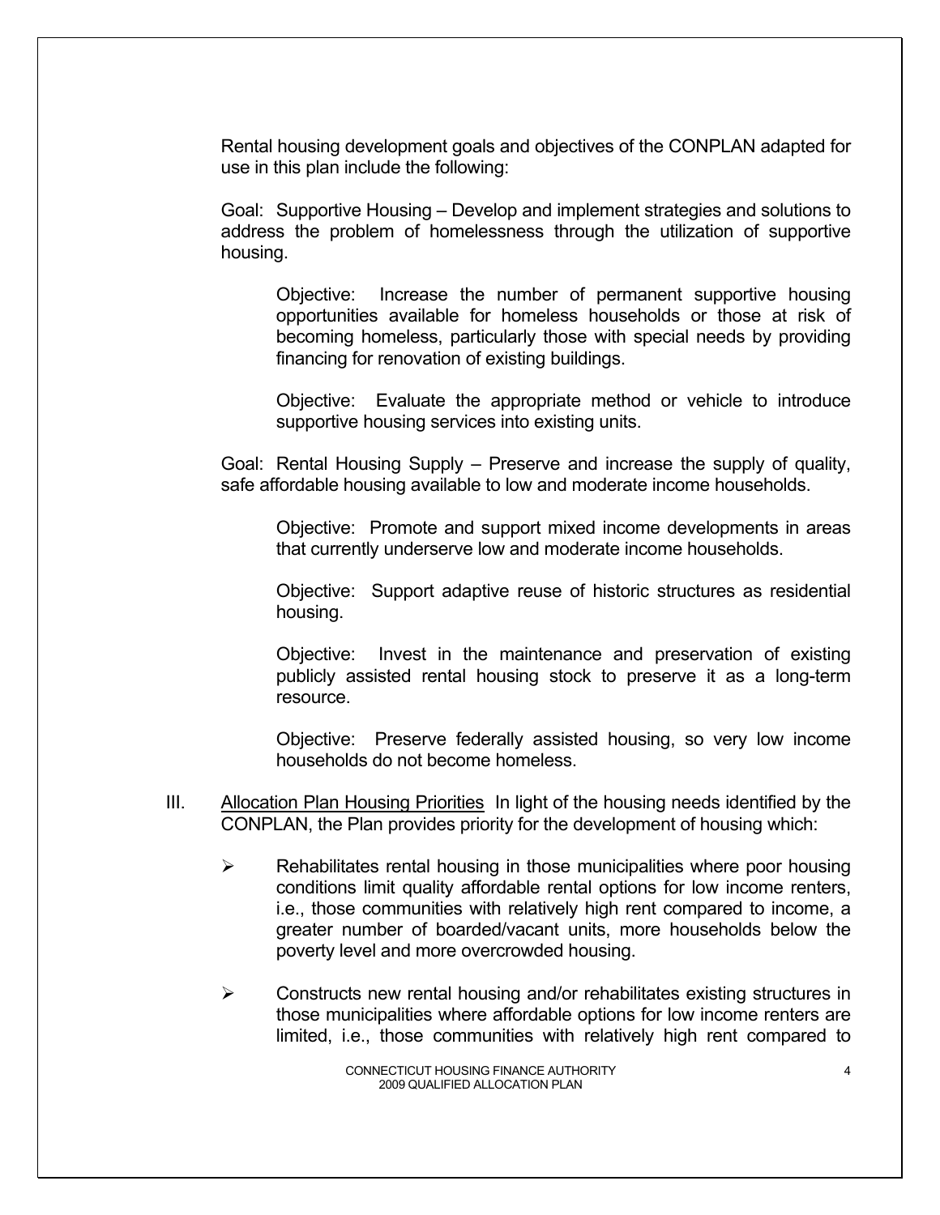Rental housing development goals and objectives of the CONPLAN adapted for use in this plan include the following:

Goal: Supportive Housing – Develop and implement strategies and solutions to address the problem of homelessness through the utilization of supportive housing.

> Objective: Increase the number of permanent supportive housing opportunities available for homeless households or those at risk of becoming homeless, particularly those with special needs by providing financing for renovation of existing buildings.
>
> Objective: Evaluate the appropriate method or vehicle to introduce supportive housing services into existing units.

Goal: Rental Housing Supply – Preserve and increase the supply of quality, safe affordable housing available to low and moderate income households.

> Objective: Promote and support mixed income developments in areas that currently underserve low and moderate income households.
>
> Objective: Support adaptive reuse of historic structures as residential housing.
>
> Objective: Invest in the maintenance and preservation of existing publicly assisted rental housing stock to preserve it as a long-term resource.
>
> Objective: Preserve federally assisted housing, so very low income households do not become homeless.

III. <u>Allocation Plan Housing Priorities</u> In light of the housing needs identified by the CONPLAN, the Plan provides priority for the development of housing which:

- Rehabilitates rental housing in those municipalities where poor housing conditions limit quality affordable rental options for low income renters, i.e., those communities with relatively high rent compared to income, a greater number of boarded/vacant units, more households below the poverty level and more overcrowded housing.
- Constructs new rental housing and/or rehabilitates existing structures in those municipalities where affordable options for low income renters are limited, i.e., those communities with relatively high rent compared to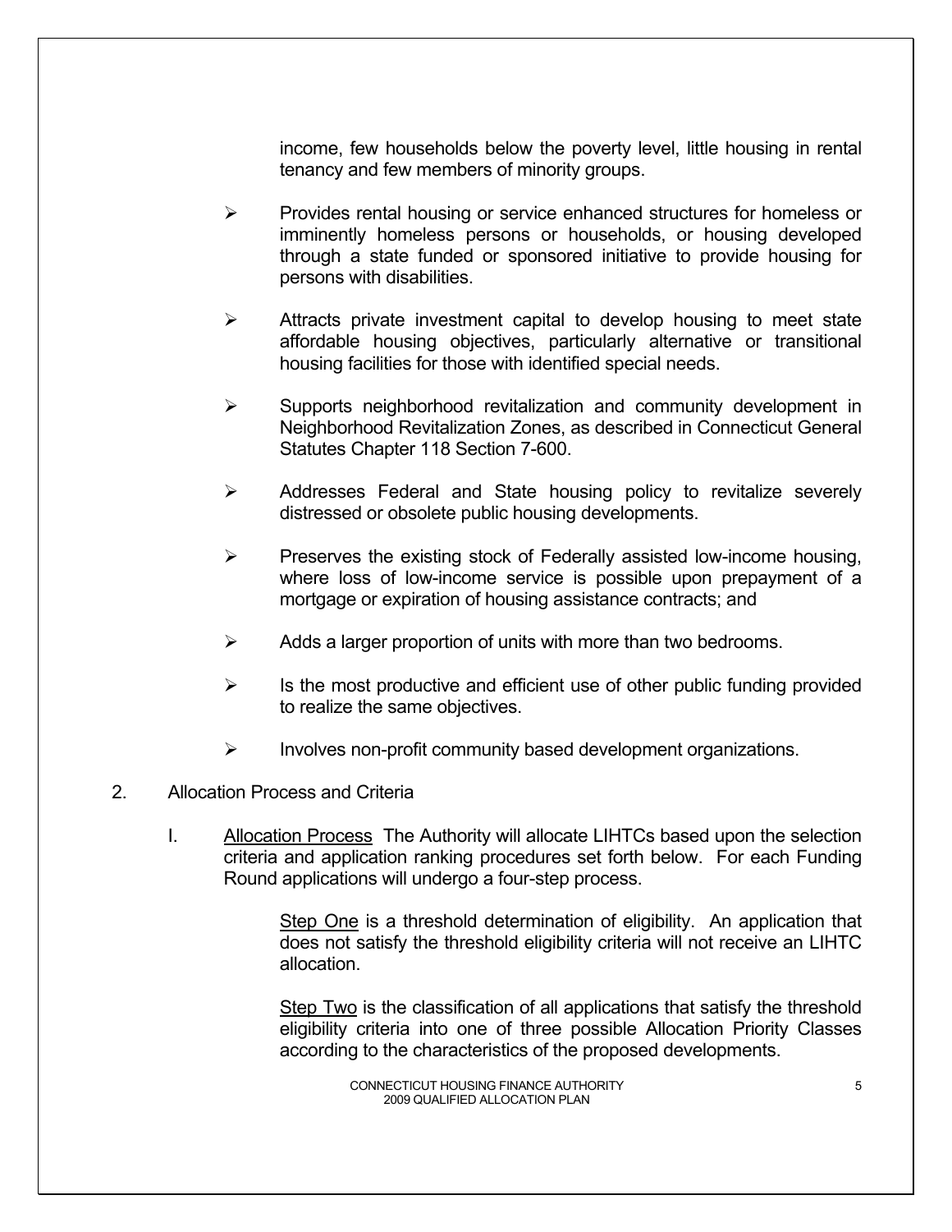income, few households below the poverty level, little housing in rental tenancy and few members of minority groups.

- Provides rental housing or service enhanced structures for homeless or imminently homeless persons or households, or housing developed through a state funded or sponsored initiative to provide housing for persons with disabilities.
- Attracts private investment capital to develop housing to meet state affordable housing objectives, particularly alternative or transitional housing facilities for those with identified special needs.
- Supports neighborhood revitalization and community development in Neighborhood Revitalization Zones, as described in Connecticut General Statutes Chapter 118 Section 7-600.
- Addresses Federal and State housing policy to revitalize severely distressed or obsolete public housing developments.
- Preserves the existing stock of Federally assisted low-income housing, where loss of low-income service is possible upon prepayment of a mortgage or expiration of housing assistance contracts; and
- Adds a larger proportion of units with more than two bedrooms.
- Is the most productive and efficient use of other public funding provided to realize the same objectives.
- Involves non-profit community based development organizations.

2. Allocation Process and Criteria

   I. Allocation Process The Authority will allocate LIHTCs based upon the selection criteria and application ranking procedures set forth below. For each Funding Round applications will undergo a four-step process.

      Step One is a threshold determination of eligibility. An application that does not satisfy the threshold eligibility criteria will not receive an LIHTC allocation.

      Step Two is the classification of all applications that satisfy the threshold eligibility criteria into one of three possible Allocation Priority Classes according to the characteristics of the proposed developments.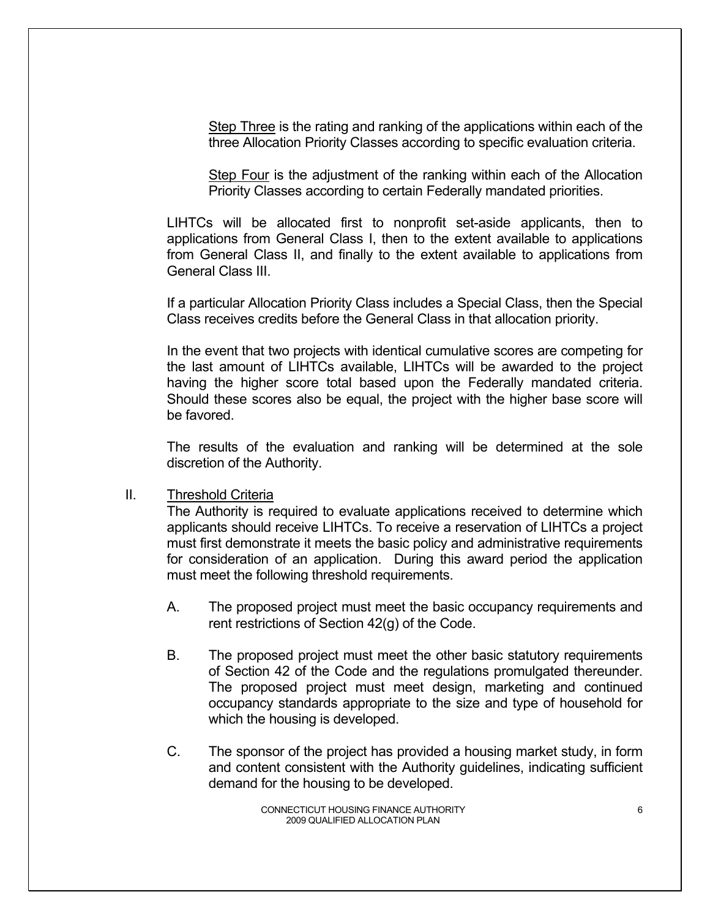<u>Step Three</u> is the rating and ranking of the applications within each of the three Allocation Priority Classes according to specific evaluation criteria.

<u>Step Four</u> is the adjustment of the ranking within each of the Allocation Priority Classes according to certain Federally mandated priorities.

LIHTCs will be allocated first to nonprofit set-aside applicants, then to applications from General Class I, then to the extent available to applications from General Class II, and finally to the extent available to applications from General Class III.

If a particular Allocation Priority Class includes a Special Class, then the Special Class receives credits before the General Class in that allocation priority.

In the event that two projects with identical cumulative scores are competing for the last amount of LIHTCs available, LIHTCs will be awarded to the project having the higher score total based upon the Federally mandated criteria. Should these scores also be equal, the project with the higher base score will be favored.

The results of the evaluation and ranking will be determined at the sole discretion of the Authority.

II. <u>Threshold Criteria</u>

The Authority is required to evaluate applications received to determine which applicants should receive LIHTCs. To receive a reservation of LIHTCs a project must first demonstrate it meets the basic policy and administrative requirements for consideration of an application. During this award period the application must meet the following threshold requirements.

A. The proposed project must meet the basic occupancy requirements and rent restrictions of Section 42(g) of the Code.

B. The proposed project must meet the other basic statutory requirements of Section 42 of the Code and the regulations promulgated thereunder. The proposed project must meet design, marketing and continued occupancy standards appropriate to the size and type of household for which the housing is developed.

C. The sponsor of the project has provided a housing market study, in form and content consistent with the Authority guidelines, indicating sufficient demand for the housing to be developed.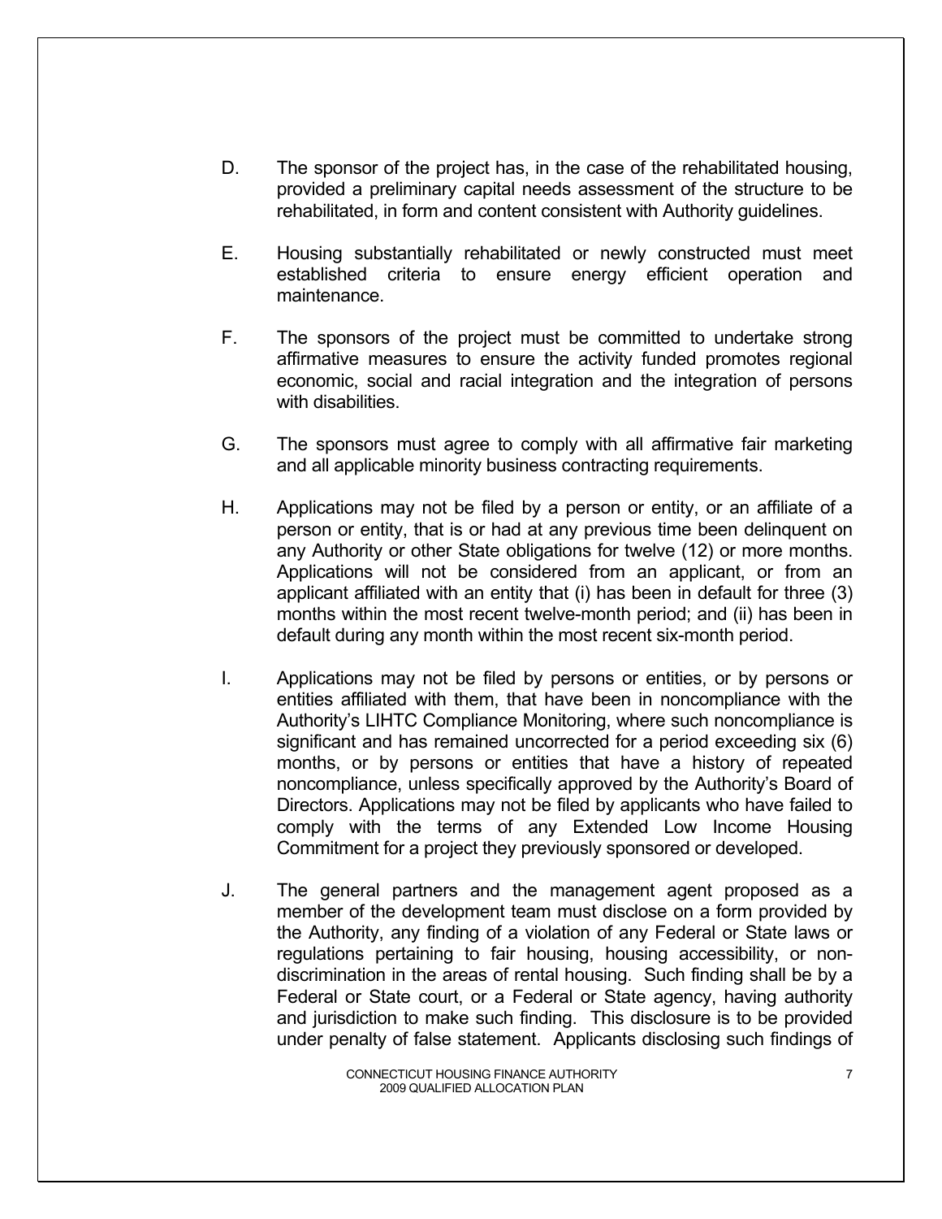D. The sponsor of the project has, in the case of the rehabilitated housing, provided a preliminary capital needs assessment of the structure to be rehabilitated, in form and content consistent with Authority guidelines.

E. Housing substantially rehabilitated or newly constructed must meet established criteria to ensure energy efficient operation and maintenance.

F. The sponsors of the project must be committed to undertake strong affirmative measures to ensure the activity funded promotes regional economic, social and racial integration and the integration of persons with disabilities.

G. The sponsors must agree to comply with all affirmative fair marketing and all applicable minority business contracting requirements.

H. Applications may not be filed by a person or entity, or an affiliate of a person or entity, that is or had at any previous time been delinquent on any Authority or other State obligations for twelve (12) or more months. Applications will not be considered from an applicant, or from an applicant affiliated with an entity that (i) has been in default for three (3) months within the most recent twelve-month period; and (ii) has been in default during any month within the most recent six-month period.

I. Applications may not be filed by persons or entities, or by persons or entities affiliated with them, that have been in noncompliance with the Authority's LIHTC Compliance Monitoring, where such noncompliance is significant and has remained uncorrected for a period exceeding six (6) months, or by persons or entities that have a history of repeated noncompliance, unless specifically approved by the Authority's Board of Directors. Applications may not be filed by applicants who have failed to comply with the terms of any Extended Low Income Housing Commitment for a project they previously sponsored or developed.

J. The general partners and the management agent proposed as a member of the development team must disclose on a form provided by the Authority, any finding of a violation of any Federal or State laws or regulations pertaining to fair housing, housing accessibility, or non-discrimination in the areas of rental housing. Such finding shall be by a Federal or State court, or a Federal or State agency, having authority and jurisdiction to make such finding. This disclosure is to be provided under penalty of false statement. Applicants disclosing such findings of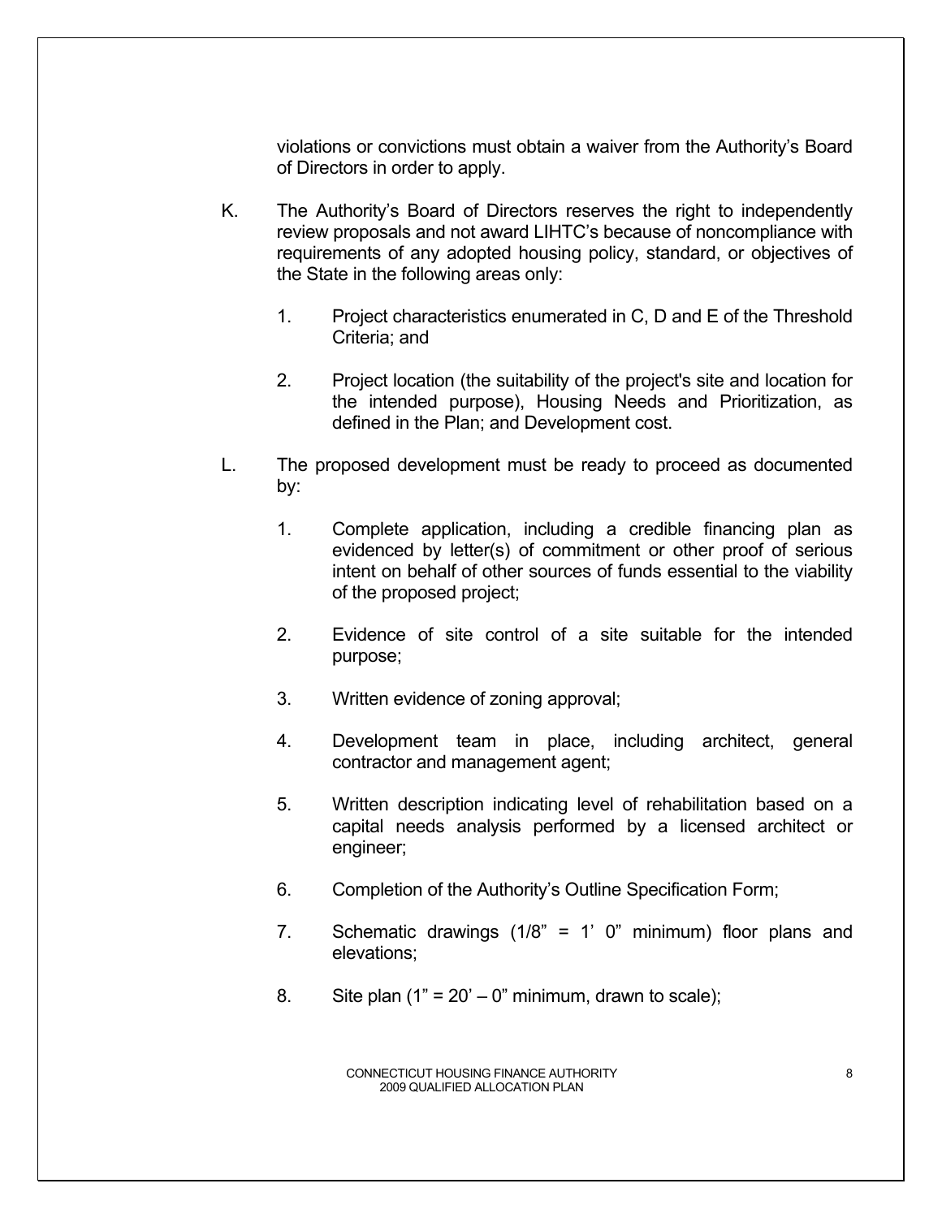violations or convictions must obtain a waiver from the Authority's Board of Directors in order to apply.

K. The Authority's Board of Directors reserves the right to independently review proposals and not award LIHTC's because of noncompliance with requirements of any adopted housing policy, standard, or objectives of the State in the following areas only:

   1. Project characteristics enumerated in C, D and E of the Threshold Criteria; and

   2. Project location (the suitability of the project's site and location for the intended purpose), Housing Needs and Prioritization, as defined in the Plan; and Development cost.

L. The proposed development must be ready to proceed as documented by:

   1. Complete application, including a credible financing plan as evidenced by letter(s) of commitment or other proof of serious intent on behalf of other sources of funds essential to the viability of the proposed project;

   2. Evidence of site control of a site suitable for the intended purpose;

   3. Written evidence of zoning approval;

   4. Development team in place, including architect, general contractor and management agent;

   5. Written description indicating level of rehabilitation based on a capital needs analysis performed by a licensed architect or engineer;

   6. Completion of the Authority's Outline Specification Form;

   7. Schematic drawings (1/8" = 1' 0" minimum) floor plans and elevations;

   8. Site plan (1" = 20' – 0" minimum, drawn to scale);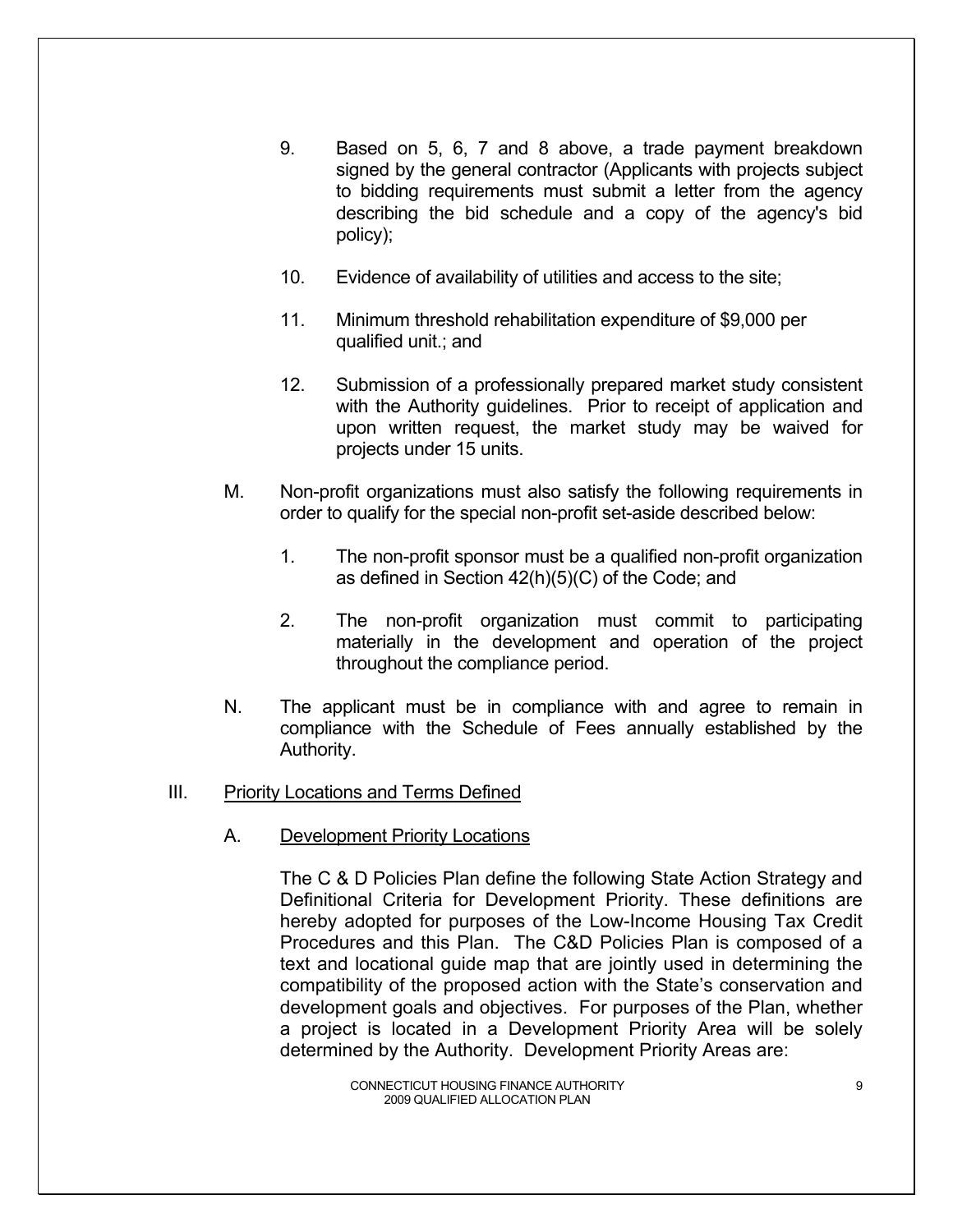9. Based on 5, 6, 7 and 8 above, a trade payment breakdown signed by the general contractor (Applicants with projects subject to bidding requirements must submit a letter from the agency describing the bid schedule and a copy of the agency's bid policy);

10. Evidence of availability of utilities and access to the site;

11. Minimum threshold rehabilitation expenditure of $9,000 per qualified unit.; and

12. Submission of a professionally prepared market study consistent with the Authority guidelines. Prior to receipt of application and upon written request, the market study may be waived for projects under 15 units.

M. Non-profit organizations must also satisfy the following requirements in order to qualify for the special non-profit set-aside described below:

   1. The non-profit sponsor must be a qualified non-profit organization as defined in Section 42(h)(5)(C) of the Code; and

   2. The non-profit organization must commit to participating materially in the development and operation of the project throughout the compliance period.

N. The applicant must be in compliance with and agree to remain in compliance with the Schedule of Fees annually established by the Authority.

## III. Priority Locations and Terms Defined

### A. Development Priority Locations

The C & D Policies Plan define the following State Action Strategy and Definitional Criteria for Development Priority. These definitions are hereby adopted for purposes of the Low-Income Housing Tax Credit Procedures and this Plan. The C&D Policies Plan is composed of a text and locational guide map that are jointly used in determining the compatibility of the proposed action with the State's conservation and development goals and objectives. For purposes of the Plan, whether a project is located in a Development Priority Area will be solely determined by the Authority. Development Priority Areas are: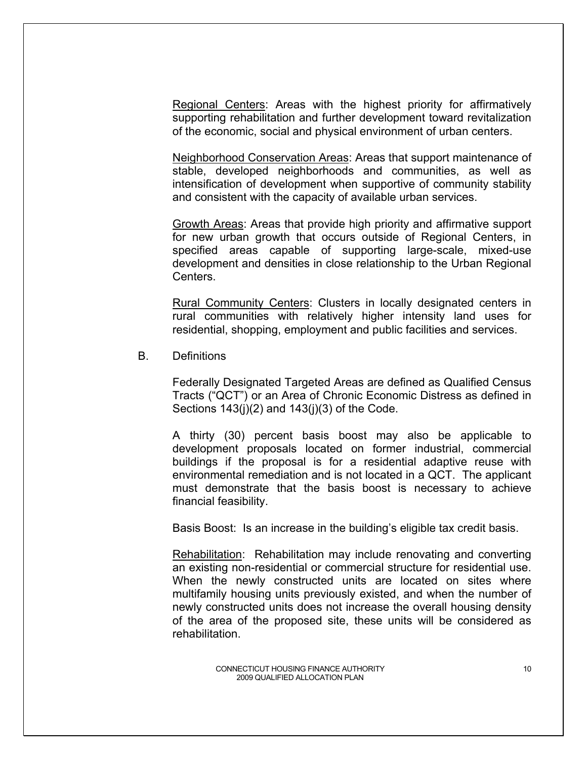Regional Centers: Areas with the highest priority for affirmatively supporting rehabilitation and further development toward revitalization of the economic, social and physical environment of urban centers.

Neighborhood Conservation Areas: Areas that support maintenance of stable, developed neighborhoods and communities, as well as intensification of development when supportive of community stability and consistent with the capacity of available urban services.

Growth Areas: Areas that provide high priority and affirmative support for new urban growth that occurs outside of Regional Centers, in specified areas capable of supporting large-scale, mixed-use development and densities in close relationship to the Urban Regional Centers.

Rural Community Centers: Clusters in locally designated centers in rural communities with relatively higher intensity land uses for residential, shopping, employment and public facilities and services.

B. Definitions

Federally Designated Targeted Areas are defined as Qualified Census Tracts ("QCT") or an Area of Chronic Economic Distress as defined in Sections 143(j)(2) and 143(j)(3) of the Code.

A thirty (30) percent basis boost may also be applicable to development proposals located on former industrial, commercial buildings if the proposal is for a residential adaptive reuse with environmental remediation and is not located in a QCT. The applicant must demonstrate that the basis boost is necessary to achieve financial feasibility.

Basis Boost: Is an increase in the building's eligible tax credit basis.

Rehabilitation: Rehabilitation may include renovating and converting an existing non-residential or commercial structure for residential use. When the newly constructed units are located on sites where multifamily housing units previously existed, and when the number of newly constructed units does not increase the overall housing density of the area of the proposed site, these units will be considered as rehabilitation.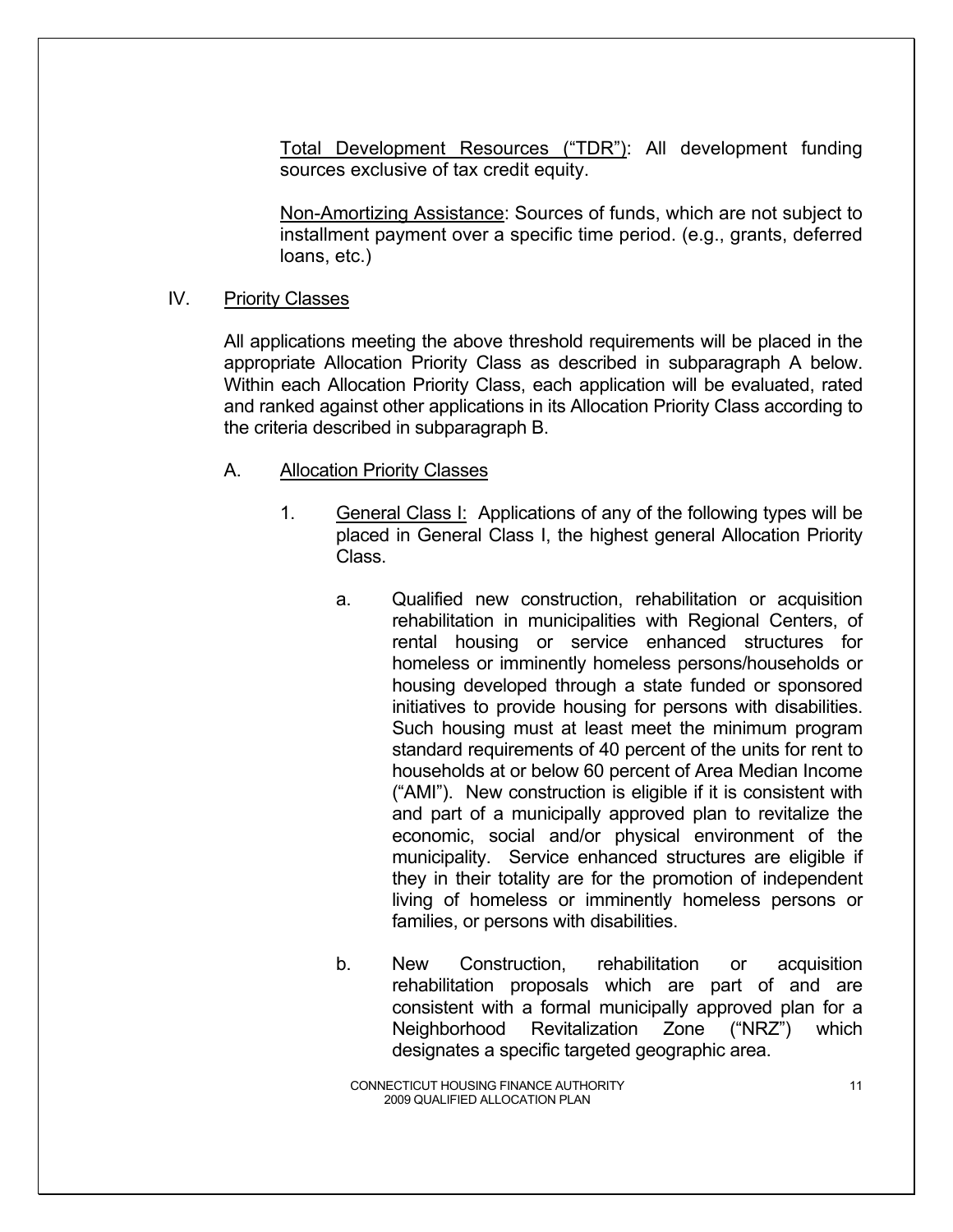<u>Total Development Resources ("TDR")</u>: All development funding sources exclusive of tax credit equity.

<u>Non-Amortizing Assistance</u>: Sources of funds, which are not subject to installment payment over a specific time period. (e.g., grants, deferred loans, etc.)

## IV. Priority Classes

All applications meeting the above threshold requirements will be placed in the appropriate Allocation Priority Class as described in subparagraph A below. Within each Allocation Priority Class, each application will be evaluated, rated and ranked against other applications in its Allocation Priority Class according to the criteria described in subparagraph B.

### A. Allocation Priority Classes

1. <u>General Class I:</u> Applications of any of the following types will be placed in General Class I, the highest general Allocation Priority Class.

   a. Qualified new construction, rehabilitation or acquisition rehabilitation in municipalities with Regional Centers, of rental housing or service enhanced structures for homeless or imminently homeless persons/households or housing developed through a state funded or sponsored initiatives to provide housing for persons with disabilities. Such housing must at least meet the minimum program standard requirements of 40 percent of the units for rent to households at or below 60 percent of Area Median Income ("AMI"). New construction is eligible if it is consistent with and part of a municipally approved plan to revitalize the economic, social and/or physical environment of the municipality. Service enhanced structures are eligible if they in their totality are for the promotion of independent living of homeless or imminently homeless persons or families, or persons with disabilities.

   b. New Construction, rehabilitation or acquisition rehabilitation proposals which are part of and are consistent with a formal municipally approved plan for a Neighborhood Revitalization Zone ("NRZ") which designates a specific targeted geographic area.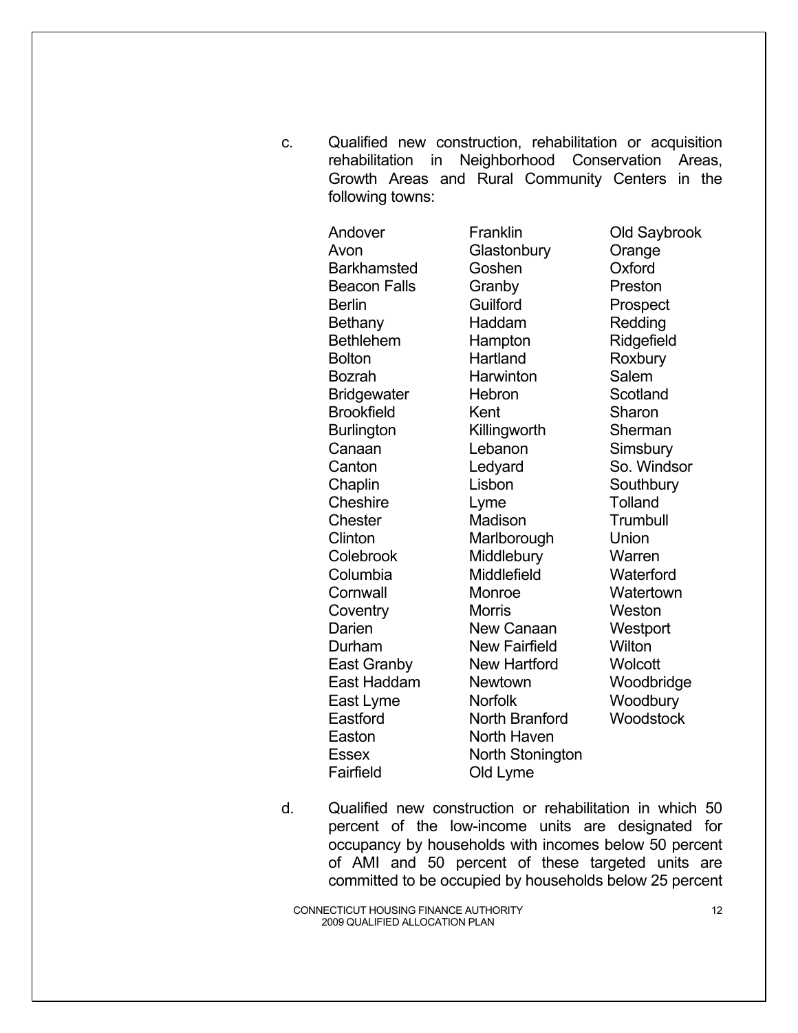c. Qualified new construction, rehabilitation or acquisition rehabilitation in Neighborhood Conservation Areas, Growth Areas and Rural Community Centers in the following towns:

| | | |
|---|---|---|
| Andover | Franklin | Old Saybrook |
| Avon | Glastonbury | Orange |
| Barkhamsted | Goshen | Oxford |
| Beacon Falls | Granby | Preston |
| Berlin | Guilford | Prospect |
| Bethany | Haddam | Redding |
| Bethlehem | Hampton | Ridgefield |
| Bolton | Hartland | Roxbury |
| Bozrah | Harwinton | Salem |
| Bridgewater | Hebron | Scotland |
| Brookfield | Kent | Sharon |
| Burlington | Killingworth | Sherman |
| Canaan | Lebanon | Simsbury |
| Canton | Ledyard | So. Windsor |
| Chaplin | Lisbon | Southbury |
| Cheshire | Lyme | Tolland |
| Chester | Madison | Trumbull |
| Clinton | Marlborough | Union |
| Colebrook | Middlebury | Warren |
| Columbia | Middlefield | Waterford |
| Cornwall | Monroe | Watertown |
| Coventry | Morris | Weston |
| Darien | New Canaan | Westport |
| Durham | New Fairfield | Wilton |
| East Granby | New Hartford | Wolcott |
| East Haddam | Newtown | Woodbridge |
| East Lyme | Norfolk | Woodbury |
| Eastford | North Branford | Woodstock |
| Easton | North Haven | |
| Essex | North Stonington | |
| Fairfield | Old Lyme | |

d. Qualified new construction or rehabilitation in which 50 percent of the low-income units are designated for occupancy by households with incomes below 50 percent of AMI and 50 percent of these targeted units are committed to be occupied by households below 25 percent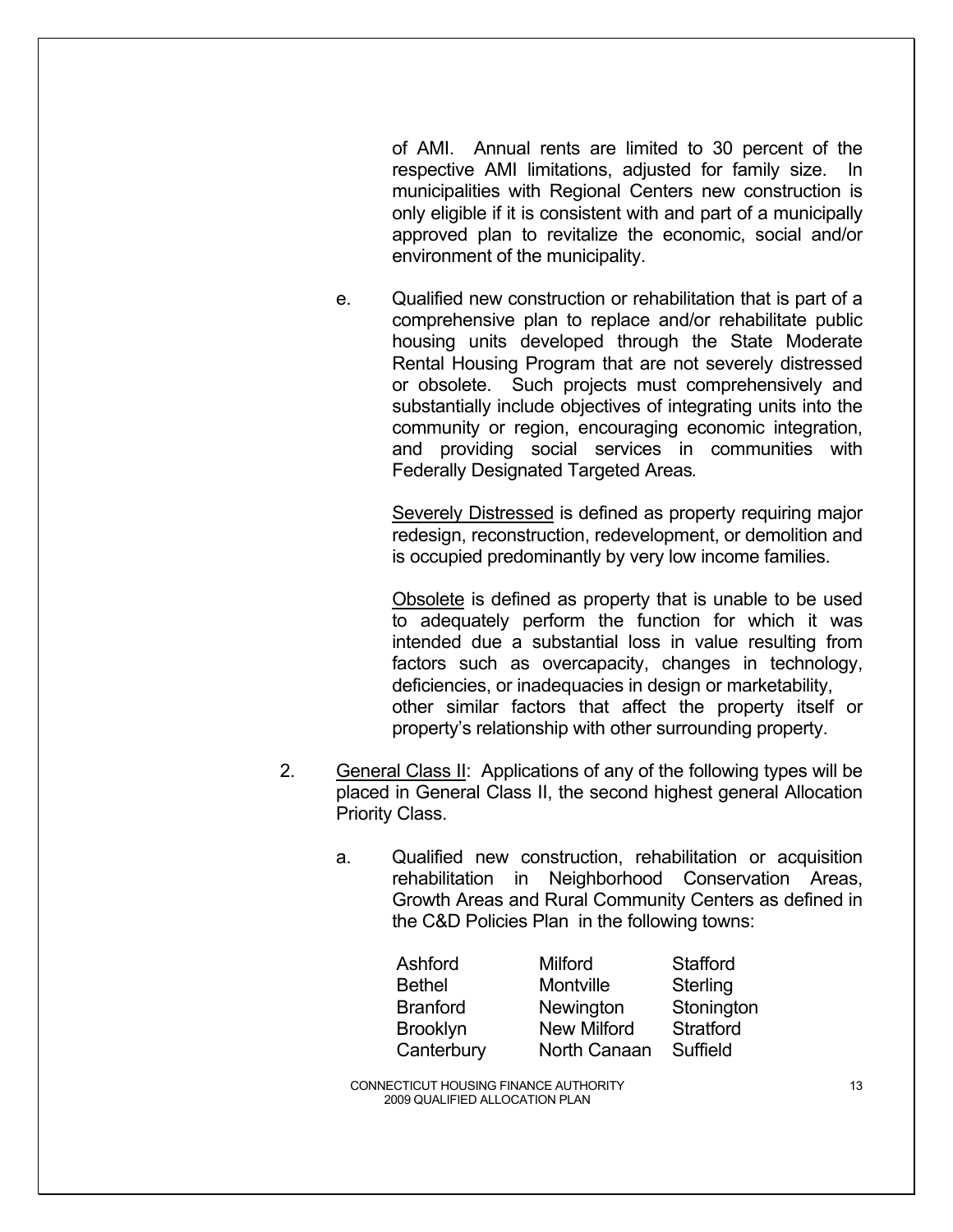of AMI. Annual rents are limited to 30 percent of the respective AMI limitations, adjusted for family size. In municipalities with Regional Centers new construction is only eligible if it is consistent with and part of a municipally approved plan to revitalize the economic, social and/or environment of the municipality.

e. Qualified new construction or rehabilitation that is part of a comprehensive plan to replace and/or rehabilitate public housing units developed through the State Moderate Rental Housing Program that are not severely distressed or obsolete. Such projects must comprehensively and substantially include objectives of integrating units into the community or region, encouraging economic integration, and providing social services in communities with Federally Designated Targeted Areas.

<u>Severely Distressed</u> is defined as property requiring major redesign, reconstruction, redevelopment, or demolition and is occupied predominantly by very low income families.

<u>Obsolete</u> is defined as property that is unable to be used to adequately perform the function for which it was intended due a substantial loss in value resulting from factors such as overcapacity, changes in technology, deficiencies, or inadequacies in design or marketability, other similar factors that affect the property itself or property's relationship with other surrounding property.

2. <u>General Class II</u>: Applications of any of the following types will be placed in General Class II, the second highest general Allocation Priority Class.

   a. Qualified new construction, rehabilitation or acquisition rehabilitation in Neighborhood Conservation Areas, Growth Areas and Rural Community Centers as defined in the C&D Policies Plan in the following towns:

| | | |
|---|---|---|
| Ashford | Milford | Stafford |
| Bethel | Montville | Sterling |
| Branford | Newington | Stonington |
| Brooklyn | New Milford | Stratford |
| Canterbury | North Canaan | Suffield |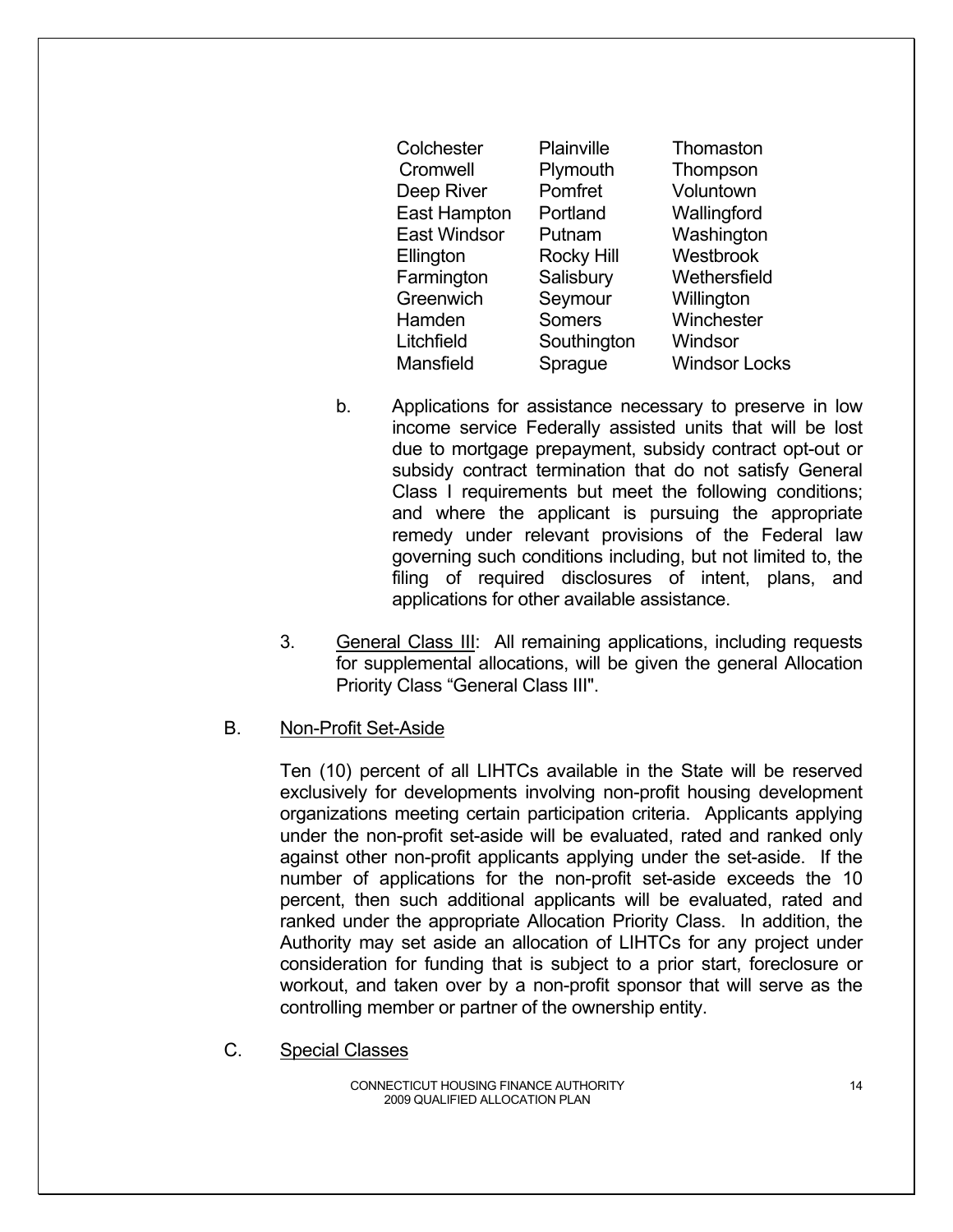| | | |
|---|---|---|
| Colchester | Plainville | Thomaston |
| Cromwell | Plymouth | Thompson |
| Deep River | Pomfret | Voluntown |
| East Hampton | Portland | Wallingford |
| East Windsor | Putnam | Washington |
| Ellington | Rocky Hill | Westbrook |
| Farmington | Salisbury | Wethersfield |
| Greenwich | Seymour | Willington |
| Hamden | Somers | Winchester |
| Litchfield | Southington | Windsor |
| Mansfield | Sprague | Windsor Locks |

b. Applications for assistance necessary to preserve in low income service Federally assisted units that will be lost due to mortgage prepayment, subsidy contract opt-out or subsidy contract termination that do not satisfy General Class I requirements but meet the following conditions; and where the applicant is pursuing the appropriate remedy under relevant provisions of the Federal law governing such conditions including, but not limited to, the filing of required disclosures of intent, plans, and applications for other available assistance.

3. General Class III: All remaining applications, including requests for supplemental allocations, will be given the general Allocation Priority Class "General Class III".

B. Non-Profit Set-Aside

Ten (10) percent of all LIHTCs available in the State will be reserved exclusively for developments involving non-profit housing development organizations meeting certain participation criteria. Applicants applying under the non-profit set-aside will be evaluated, rated and ranked only against other non-profit applicants applying under the set-aside. If the number of applications for the non-profit set-aside exceeds the 10 percent, then such additional applicants will be evaluated, rated and ranked under the appropriate Allocation Priority Class. In addition, the Authority may set aside an allocation of LIHTCs for any project under consideration for funding that is subject to a prior start, foreclosure or workout, and taken over by a non-profit sponsor that will serve as the controlling member or partner of the ownership entity.

C. Special Classes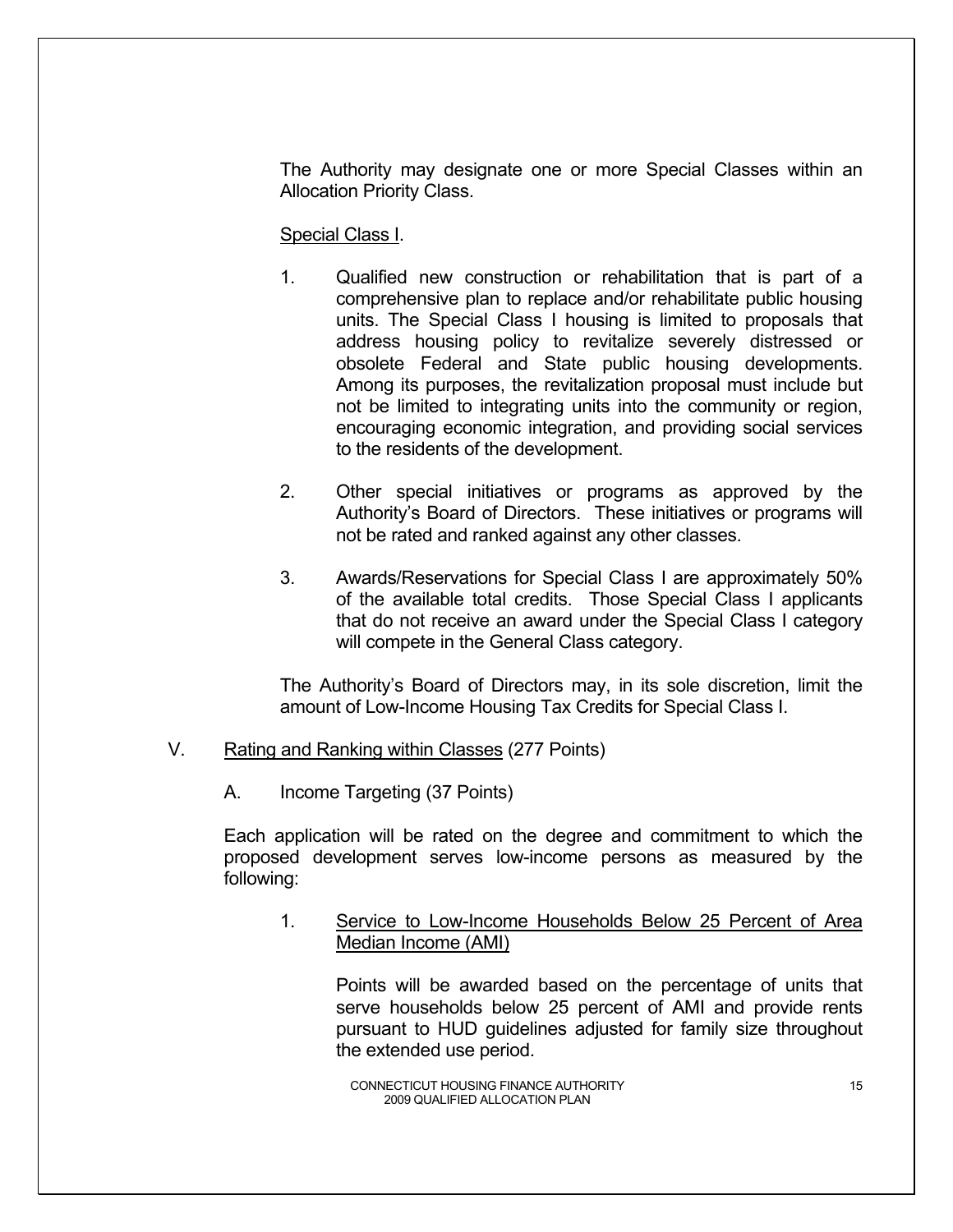The Authority may designate one or more Special Classes within an Allocation Priority Class.

Special Class I.

1. Qualified new construction or rehabilitation that is part of a comprehensive plan to replace and/or rehabilitate public housing units. The Special Class I housing is limited to proposals that address housing policy to revitalize severely distressed or obsolete Federal and State public housing developments. Among its purposes, the revitalization proposal must include but not be limited to integrating units into the community or region, encouraging economic integration, and providing social services to the residents of the development.

2. Other special initiatives or programs as approved by the Authority's Board of Directors. These initiatives or programs will not be rated and ranked against any other classes.

3. Awards/Reservations for Special Class I are approximately 50% of the available total credits. Those Special Class I applicants that do not receive an award under the Special Class I category will compete in the General Class category.

The Authority's Board of Directors may, in its sole discretion, limit the amount of Low-Income Housing Tax Credits for Special Class I.

## V. Rating and Ranking within Classes (277 Points)

### A. Income Targeting (37 Points)

Each application will be rated on the degree and commitment to which the proposed development serves low-income persons as measured by the following:

1. Service to Low-Income Households Below 25 Percent of Area Median Income (AMI)

   Points will be awarded based on the percentage of units that serve households below 25 percent of AMI and provide rents pursuant to HUD guidelines adjusted for family size throughout the extended use period.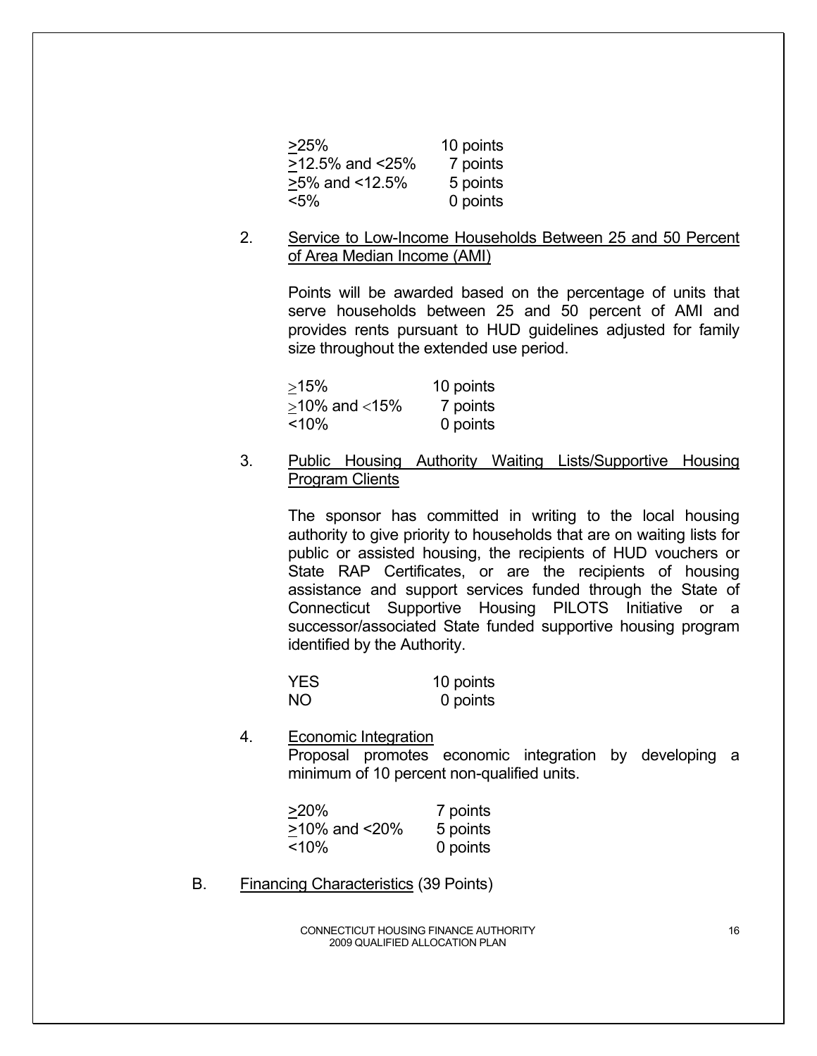| | |
|---|---|
| ≥25% | 10 points |
| ≥12.5% and <25% | 7 points |
| ≥5% and <12.5% | 5 points |
| <5% | 0 points |

2. <u>Service to Low-Income Households Between 25 and 50 Percent of Area Median Income (AMI)</u>

   Points will be awarded based on the percentage of units that serve households between 25 and 50 percent of AMI and provides rents pursuant to HUD guidelines adjusted for family size throughout the extended use period.

   | | |
   |---|---|
   | ≥15% | 10 points |
   | ≥10% and <15% | 7 points |
   | <10% | 0 points |

3. <u>Public Housing Authority Waiting Lists/Supportive Housing Program Clients</u>

   The sponsor has committed in writing to the local housing authority to give priority to households that are on waiting lists for public or assisted housing, the recipients of HUD vouchers or State RAP Certificates, or are the recipients of housing assistance and support services funded through the State of Connecticut Supportive Housing PILOTS Initiative or a successor/associated State funded supportive housing program identified by the Authority.

   | | |
   |---|---|
   | YES | 10 points |
   | NO | 0 points |

4. <u>Economic Integration</u>
   Proposal promotes economic integration by developing a minimum of 10 percent non-qualified units.

   | | |
   |---|---|
   | ≥20% | 7 points |
   | ≥10% and <20% | 5 points |
   | <10% | 0 points |

B. <u>Financing Characteristics</u> (39 Points)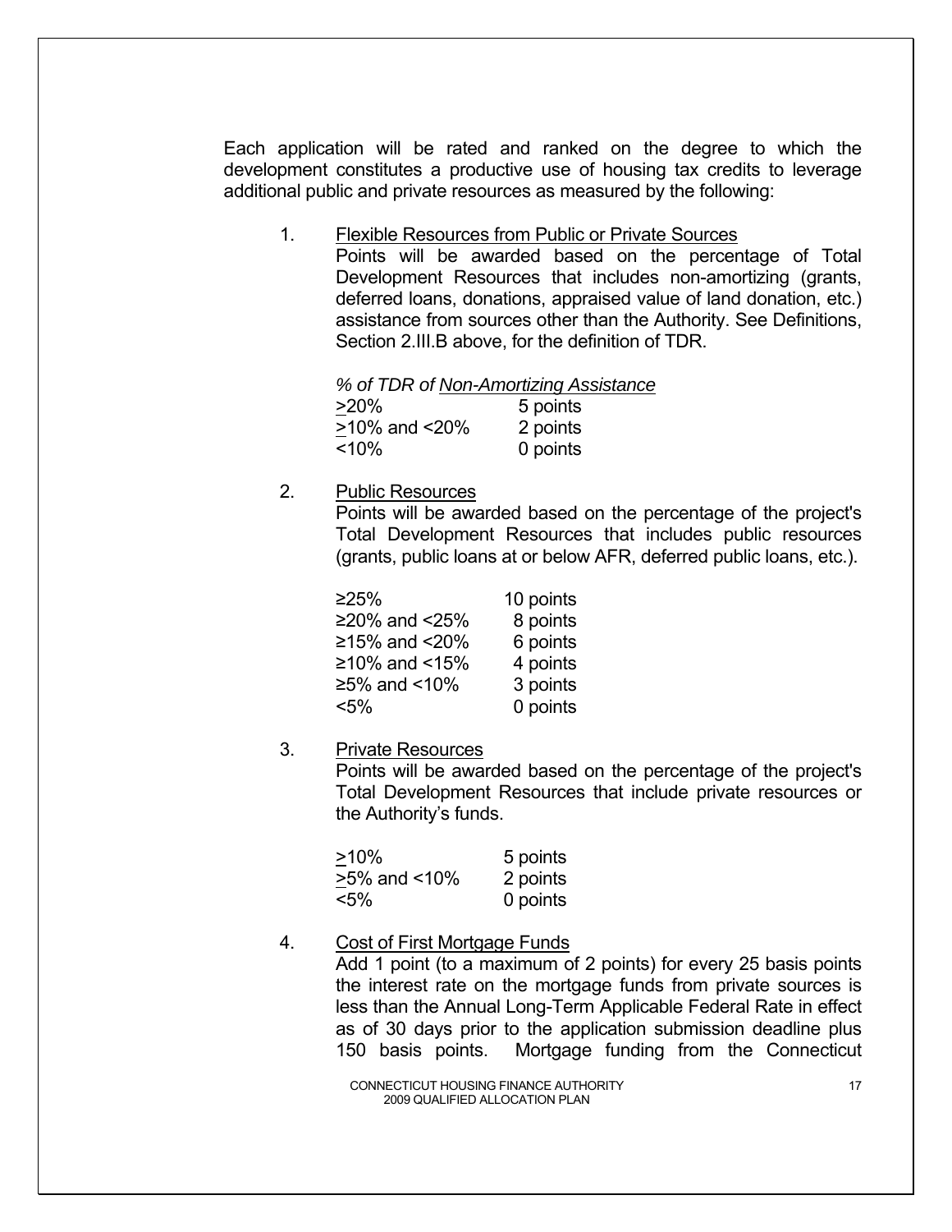Each application will be rated and ranked on the degree to which the development constitutes a productive use of housing tax credits to leverage additional public and private resources as measured by the following:

1. Flexible Resources from Public or Private Sources

   Points will be awarded based on the percentage of Total Development Resources that includes non-amortizing (grants, deferred loans, donations, appraised value of land donation, etc.) assistance from sources other than the Authority. See Definitions, Section 2.III.B above, for the definition of TDR.

   | *% of TDR of Non-Amortizing Assistance* | |
   |---|---|
   | ≥20% | 5 points |
   | ≥10% and <20% | 2 points |
   | <10% | 0 points |

2. Public Resources

   Points will be awarded based on the percentage of the project's Total Development Resources that includes public resources (grants, public loans at or below AFR, deferred public loans, etc.).

   | | |
   |---|---|
   | ≥25% | 10 points |
   | ≥20% and <25% | 8 points |
   | ≥15% and <20% | 6 points |
   | ≥10% and <15% | 4 points |
   | ≥5% and <10% | 3 points |
   | <5% | 0 points |

3. Private Resources

   Points will be awarded based on the percentage of the project's Total Development Resources that include private resources or the Authority's funds.

   | | |
   |---|---|
   | ≥10% | 5 points |
   | ≥5% and <10% | 2 points |
   | <5% | 0 points |

4. Cost of First Mortgage Funds

   Add 1 point (to a maximum of 2 points) for every 25 basis points the interest rate on the mortgage funds from private sources is less than the Annual Long-Term Applicable Federal Rate in effect as of 30 days prior to the application submission deadline plus 150 basis points. Mortgage funding from the Connecticut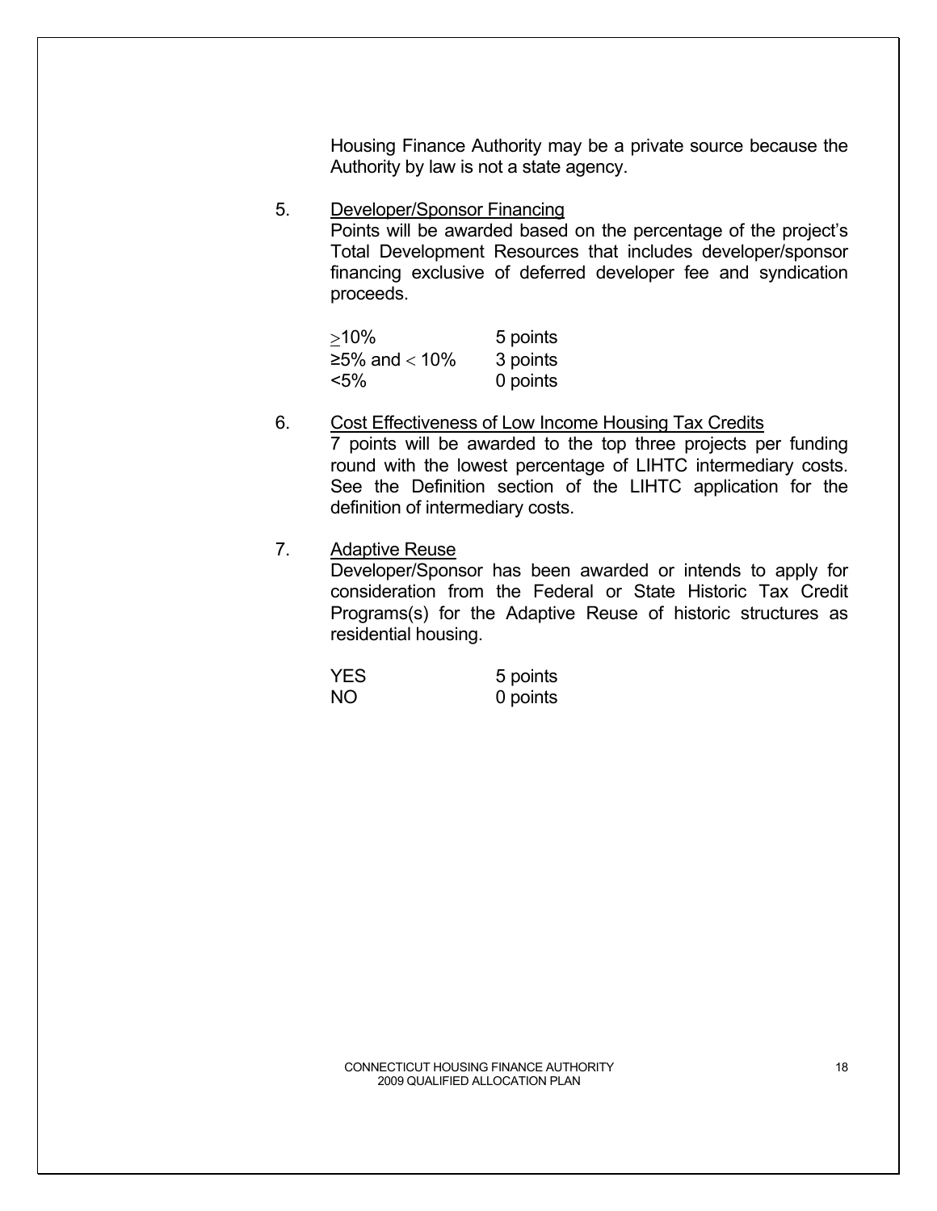Housing Finance Authority may be a private source because the Authority by law is not a state agency.

5. <u>Developer/Sponsor Financing</u>
   Points will be awarded based on the percentage of the project's Total Development Resources that includes developer/sponsor financing exclusive of deferred developer fee and syndication proceeds.

   | | |
   |---|---|
   | ≥10% | 5 points |
   | ≥5% and < 10% | 3 points |
   | <5% | 0 points |

6. <u>Cost Effectiveness of Low Income Housing Tax Credits</u>
   7 points will be awarded to the top three projects per funding round with the lowest percentage of LIHTC intermediary costs. See the Definition section of the LIHTC application for the definition of intermediary costs.

7. <u>Adaptive Reuse</u>
   Developer/Sponsor has been awarded or intends to apply for consideration from the Federal or State Historic Tax Credit Programs(s) for the Adaptive Reuse of historic structures as residential housing.

   | | |
   |---|---|
   | YES | 5 points |
   | NO | 0 points |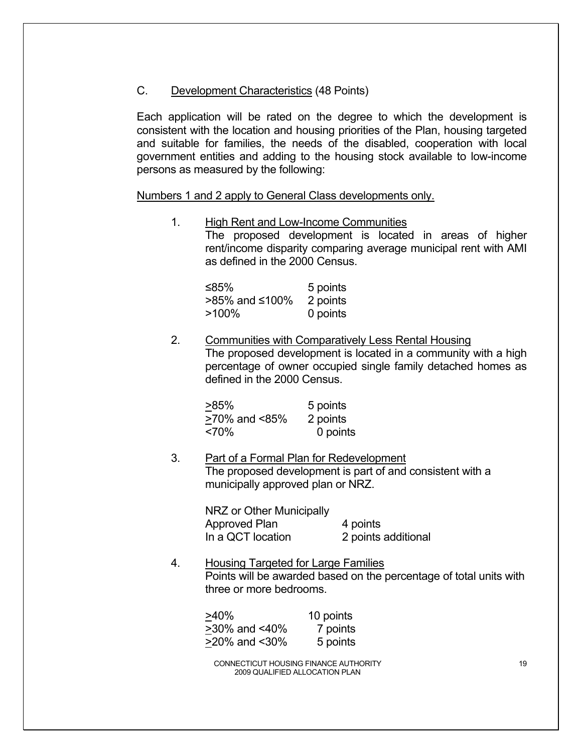### C. Development Characteristics (48 Points)

Each application will be rated on the degree to which the development is consistent with the location and housing priorities of the Plan, housing targeted and suitable for families, the needs of the disabled, cooperation with local government entities and adding to the housing stock available to low-income persons as measured by the following:

Numbers 1 and 2 apply to General Class developments only.

1. High Rent and Low-Income Communities
   The proposed development is located in areas of higher rent/income disparity comparing average municipal rent with AMI as defined in the 2000 Census.

   | | |
   |---|---|
   | ≤85% | 5 points |
   | >85% and ≤100% | 2 points |
   | >100% | 0 points |

2. Communities with Comparatively Less Rental Housing
   The proposed development is located in a community with a high percentage of owner occupied single family detached homes as defined in the 2000 Census.

   | | |
   |---|---|
   | ≥85% | 5 points |
   | ≥70% and <85% | 2 points |
   | <70% | 0 points |

3. Part of a Formal Plan for Redevelopment
   The proposed development is part of and consistent with a municipally approved plan or NRZ.

   | | |
   |---|---|
   | NRZ or Other Municipally Approved Plan | 4 points |
   | In a QCT location | 2 points additional |

4. Housing Targeted for Large Families
   Points will be awarded based on the percentage of total units with three or more bedrooms.

   | | |
   |---|---|
   | ≥40% | 10 points |
   | ≥30% and <40% | 7 points |
   | ≥20% and <30% | 5 points |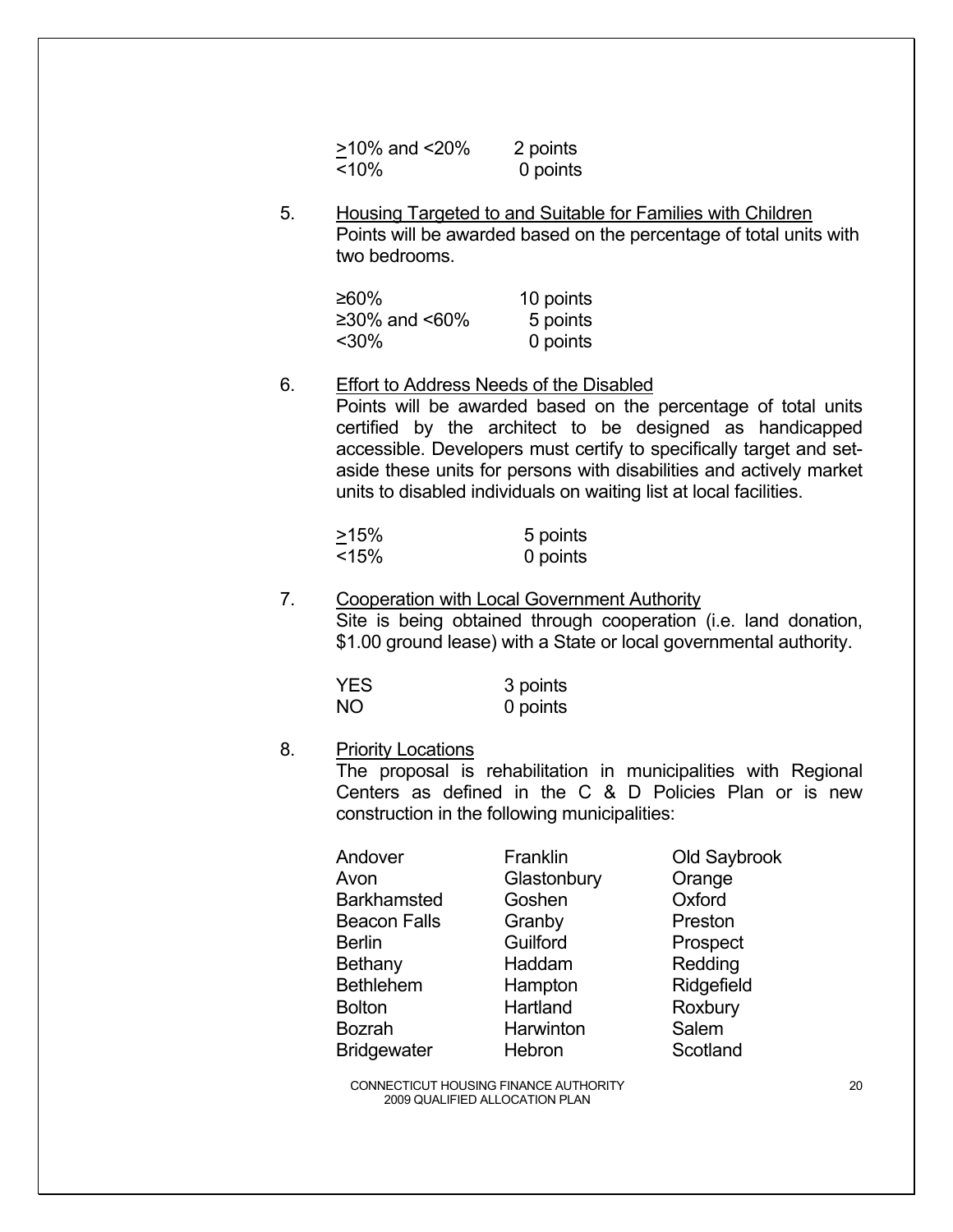| | |
|---|---|
| ≥10% and <20% | 2 points |
| <10% | 0 points |

5. Housing Targeted to and Suitable for Families with Children
   Points will be awarded based on the percentage of total units with two bedrooms.

| | |
|---|---|
| ≥60% | 10 points |
| ≥30% and <60% | 5 points |
| <30% | 0 points |

6. Effort to Address Needs of the Disabled
   Points will be awarded based on the percentage of total units certified by the architect to be designed as handicapped accessible. Developers must certify to specifically target and set-aside these units for persons with disabilities and actively market units to disabled individuals on waiting list at local facilities.

| | |
|---|---|
| ≥15% | 5 points |
| <15% | 0 points |

7. Cooperation with Local Government Authority
   Site is being obtained through cooperation (i.e. land donation, $1.00 ground lease) with a State or local governmental authority.

| | |
|---|---|
| YES | 3 points |
| NO | 0 points |

8. Priority Locations
   The proposal is rehabilitation in municipalities with Regional Centers as defined in the C & D Policies Plan or is new construction in the following municipalities:

| | | |
|---|---|---|
| Andover | Franklin | Old Saybrook |
| Avon | Glastonbury | Orange |
| Barkhamsted | Goshen | Oxford |
| Beacon Falls | Granby | Preston |
| Berlin | Guilford | Prospect |
| Bethany | Haddam | Redding |
| Bethlehem | Hampton | Ridgefield |
| Bolton | Hartland | Roxbury |
| Bozrah | Harwinton | Salem |
| Bridgewater | Hebron | Scotland |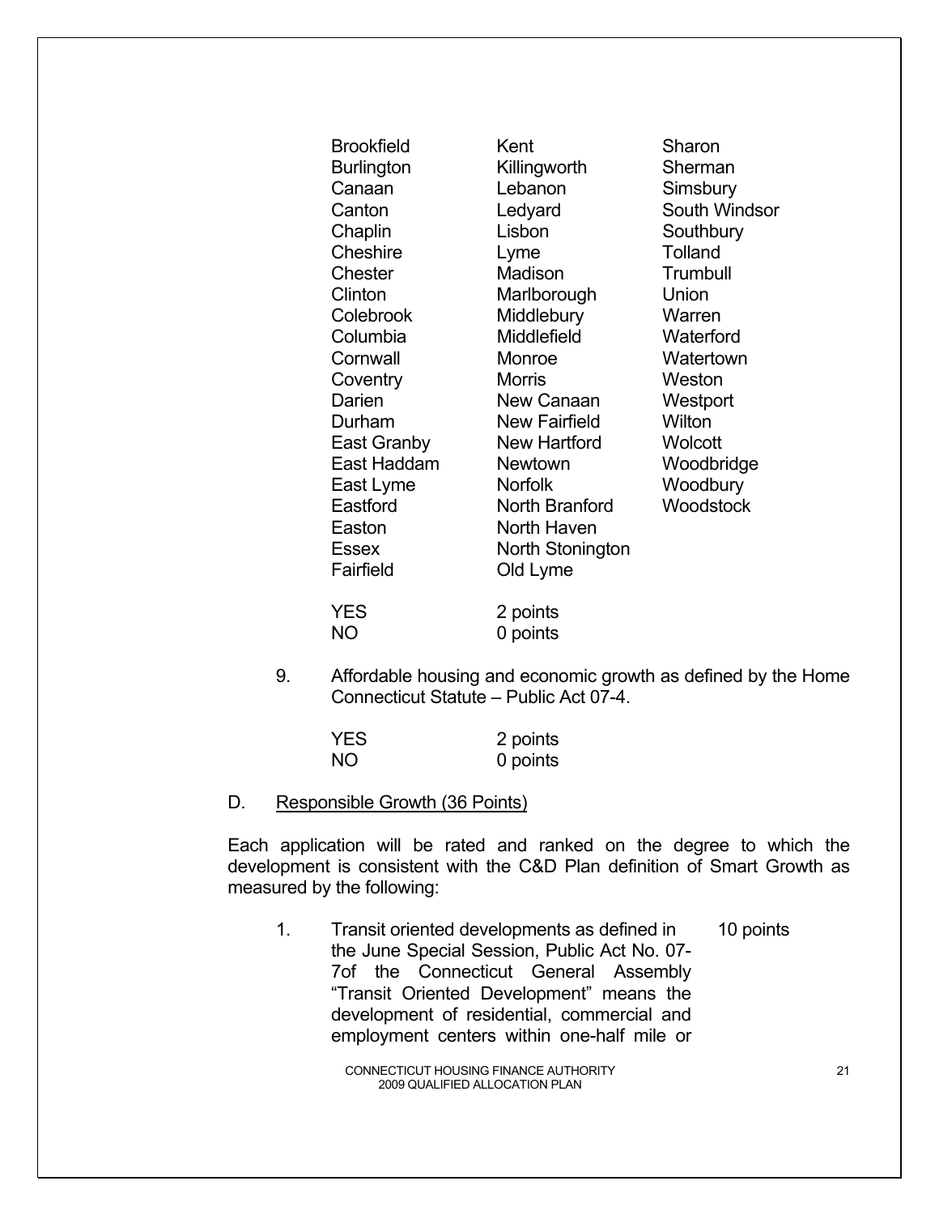| | | |
|---|---|---|
| Brookfield | Kent | Sharon |
| Burlington | Killingworth | Sherman |
| Canaan | Lebanon | Simsbury |
| Canton | Ledyard | South Windsor |
| Chaplin | Lisbon | Southbury |
| Cheshire | Lyme | Tolland |
| Chester | Madison | Trumbull |
| Clinton | Marlborough | Union |
| Colebrook | Middlebury | Warren |
| Columbia | Middlefield | Waterford |
| Cornwall | Monroe | Watertown |
| Coventry | Morris | Weston |
| Darien | New Canaan | Westport |
| Durham | New Fairfield | Wilton |
| East Granby | New Hartford | Wolcott |
| East Haddam | Newtown | Woodbridge |
| East Lyme | Norfolk | Woodbury |
| Eastford | North Branford | Woodstock |
| Easton | North Haven | |
| Essex | North Stonington | |
| Fairfield | Old Lyme | |

| | |
|---|---|
| YES | 2 points |
| NO | 0 points |

9. Affordable housing and economic growth as defined by the Home Connecticut Statute – Public Act 07-4.

| | |
|---|---|
| YES | 2 points |
| NO | 0 points |

D. Responsible Growth (36 Points)

Each application will be rated and ranked on the degree to which the development is consistent with the C&D Plan definition of Smart Growth as measured by the following:

1. Transit oriented developments as defined in the June Special Session, Public Act No. 07-7of the Connecticut General Assembly "Transit Oriented Development" means the development of residential, commercial and employment centers within one-half mile or — 10 points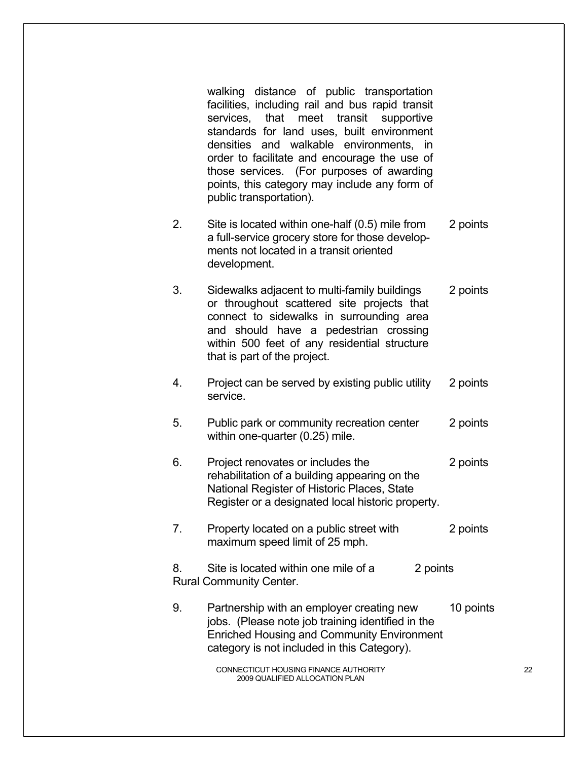walking distance of public transportation facilities, including rail and bus rapid transit services, that meet transit supportive standards for land uses, built environment densities and walkable environments, in order to facilitate and encourage the use of those services. (For purposes of awarding points, this category may include any form of public transportation).

2. Site is located within one-half (0.5) mile from a full-service grocery store for those developments not located in a transit oriented development. — 2 points

3. Sidewalks adjacent to multi-family buildings or throughout scattered site projects that connect to sidewalks in surrounding area and should have a pedestrian crossing within 500 feet of any residential structure that is part of the project. — 2 points

4. Project can be served by existing public utility service. — 2 points

5. Public park or community recreation center within one-quarter (0.25) mile. — 2 points

6. Project renovates or includes the rehabilitation of a building appearing on the National Register of Historic Places, State Register or a designated local historic property. — 2 points

7. Property located on a public street with maximum speed limit of 25 mph. — 2 points

8. Site is located within one mile of a Rural Community Center. — 2 points

9. Partnership with an employer creating new jobs. (Please note job training identified in the Enriched Housing and Community Environment category is not included in this Category). — 10 points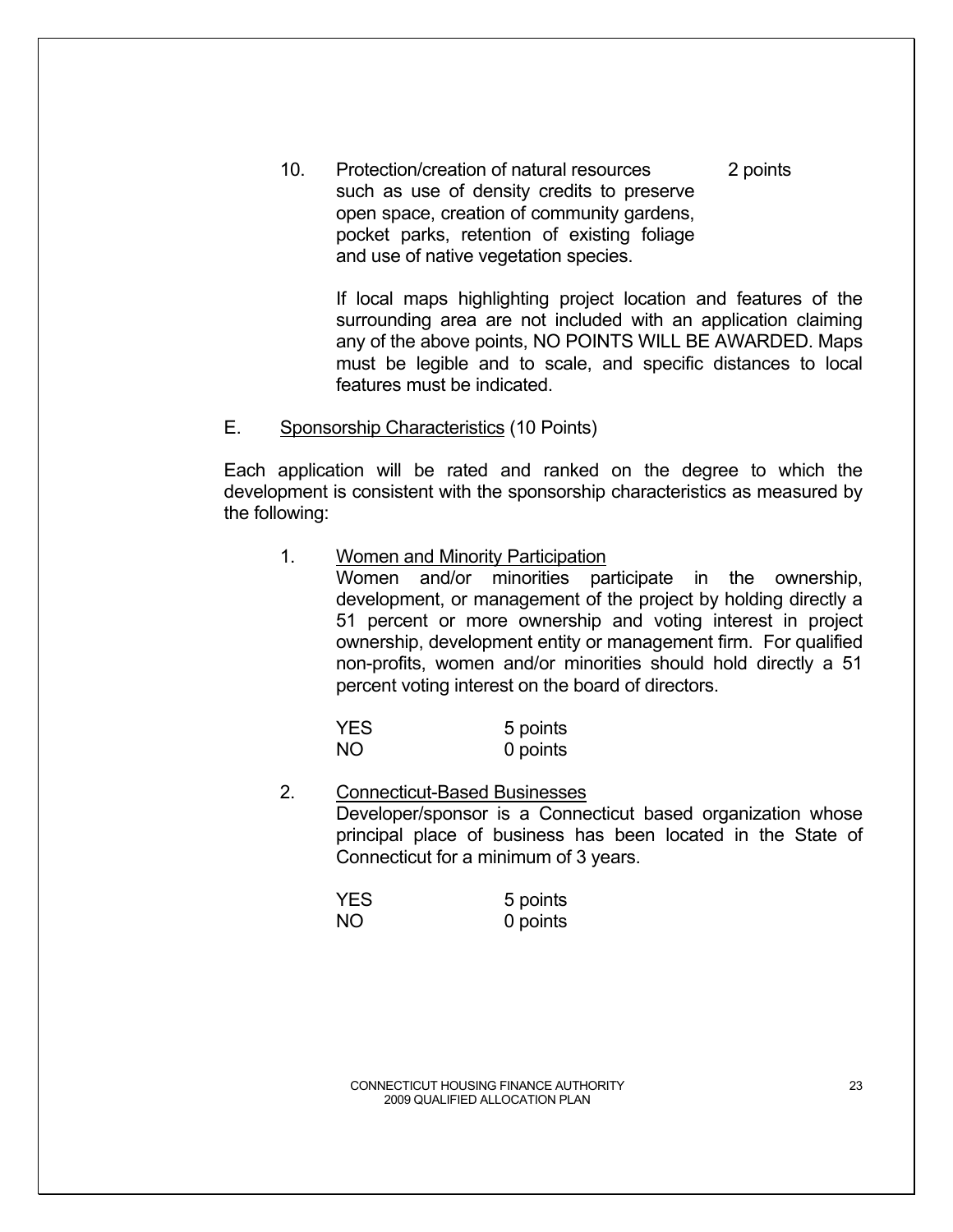10. Protection/creation of natural resources such as use of density credits to preserve open space, creation of community gardens, pocket parks, retention of existing foliage and use of native vegetation species. 2 points

    If local maps highlighting project location and features of the surrounding area are not included with an application claiming any of the above points, NO POINTS WILL BE AWARDED. Maps must be legible and to scale, and specific distances to local features must be indicated.

E. Sponsorship Characteristics (10 Points)

Each application will be rated and ranked on the degree to which the development is consistent with the sponsorship characteristics as measured by the following:

1. Women and Minority Participation
   Women and/or minorities participate in the ownership, development, or management of the project by holding directly a 51 percent or more ownership and voting interest in project ownership, development entity or management firm. For qualified non-profits, women and/or minorities should hold directly a 51 percent voting interest on the board of directors.

   | | |
   |---|---|
   | YES | 5 points |
   | NO | 0 points |

2. Connecticut-Based Businesses
   Developer/sponsor is a Connecticut based organization whose principal place of business has been located in the State of Connecticut for a minimum of 3 years.

   | | |
   |---|---|
   | YES | 5 points |
   | NO | 0 points |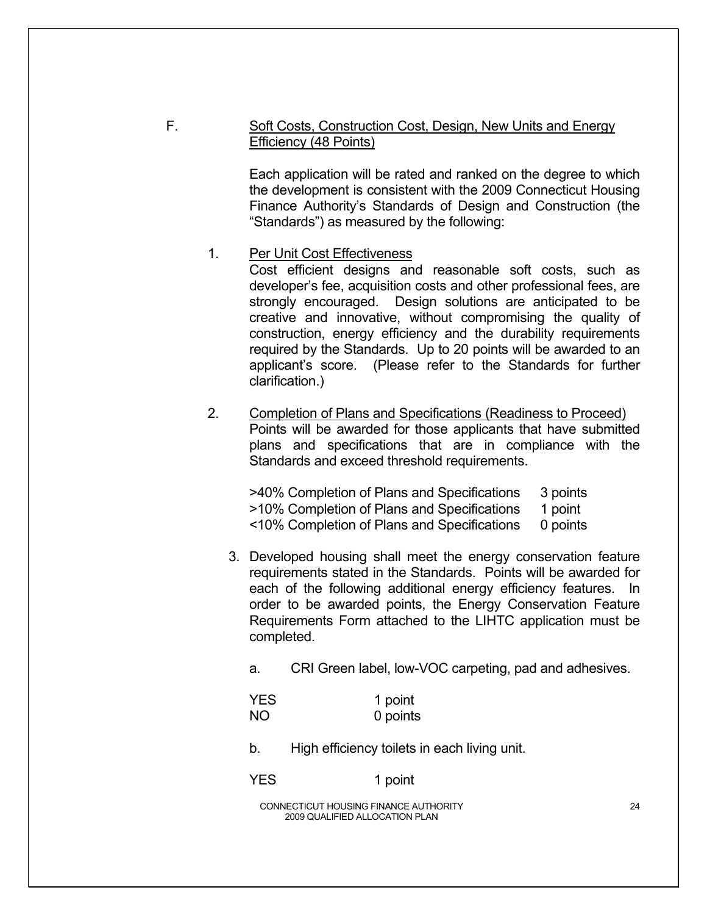F. Soft Costs, Construction Cost, Design, New Units and Energy Efficiency (48 Points)

Each application will be rated and ranked on the degree to which the development is consistent with the 2009 Connecticut Housing Finance Authority's Standards of Design and Construction (the "Standards") as measured by the following:

1. Per Unit Cost Effectiveness

   Cost efficient designs and reasonable soft costs, such as developer's fee, acquisition costs and other professional fees, are strongly encouraged. Design solutions are anticipated to be creative and innovative, without compromising the quality of construction, energy efficiency and the durability requirements required by the Standards. Up to 20 points will be awarded to an applicant's score. (Please refer to the Standards for further clarification.)

2. Completion of Plans and Specifications (Readiness to Proceed)

   Points will be awarded for those applicants that have submitted plans and specifications that are in compliance with the Standards and exceed threshold requirements.

   | | |
   |---|---|
   | >40% Completion of Plans and Specifications | 3 points |
   | >10% Completion of Plans and Specifications | 1 point |
   | <10% Completion of Plans and Specifications | 0 points |

3. Developed housing shall meet the energy conservation feature requirements stated in the Standards. Points will be awarded for each of the following additional energy efficiency features. In order to be awarded points, the Energy Conservation Feature Requirements Form attached to the LIHTC application must be completed.

   a. CRI Green label, low-VOC carpeting, pad and adhesives.

   | | |
   |---|---|
   | YES | 1 point |
   | NO | 0 points |

   b. High efficiency toilets in each living unit.

   | | |
   |---|---|
   | YES | 1 point |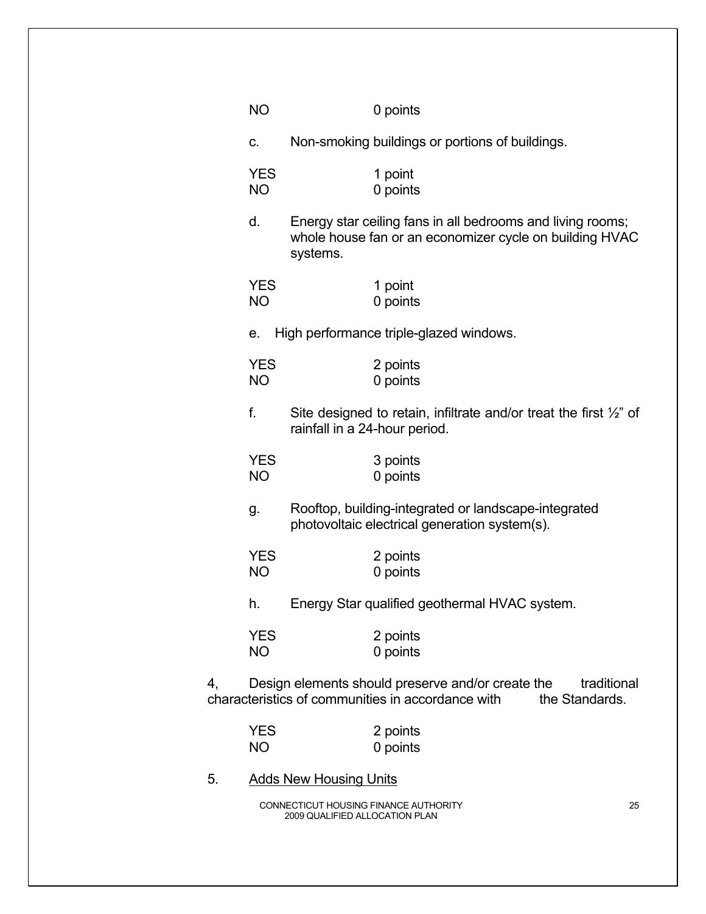NO 0 points

c. Non-smoking buildings or portions of buildings.

YES 1 point
NO 0 points

d. Energy star ceiling fans in all bedrooms and living rooms; whole house fan or an economizer cycle on building HVAC systems.

YES 1 point
NO 0 points

e. High performance triple-glazed windows.

YES 2 points
NO 0 points

f. Site designed to retain, infiltrate and/or treat the first ½" of rainfall in a 24-hour period.

YES 3 points
NO 0 points

g. Rooftop, building-integrated or landscape-integrated photovoltaic electrical generation system(s).

YES 2 points
NO 0 points

h. Energy Star qualified geothermal HVAC system.

YES 2 points
NO 0 points

4, Design elements should preserve and/or create the traditional characteristics of communities in accordance with the Standards.

YES 2 points
NO 0 points

5. <u>Adds New Housing Units</u>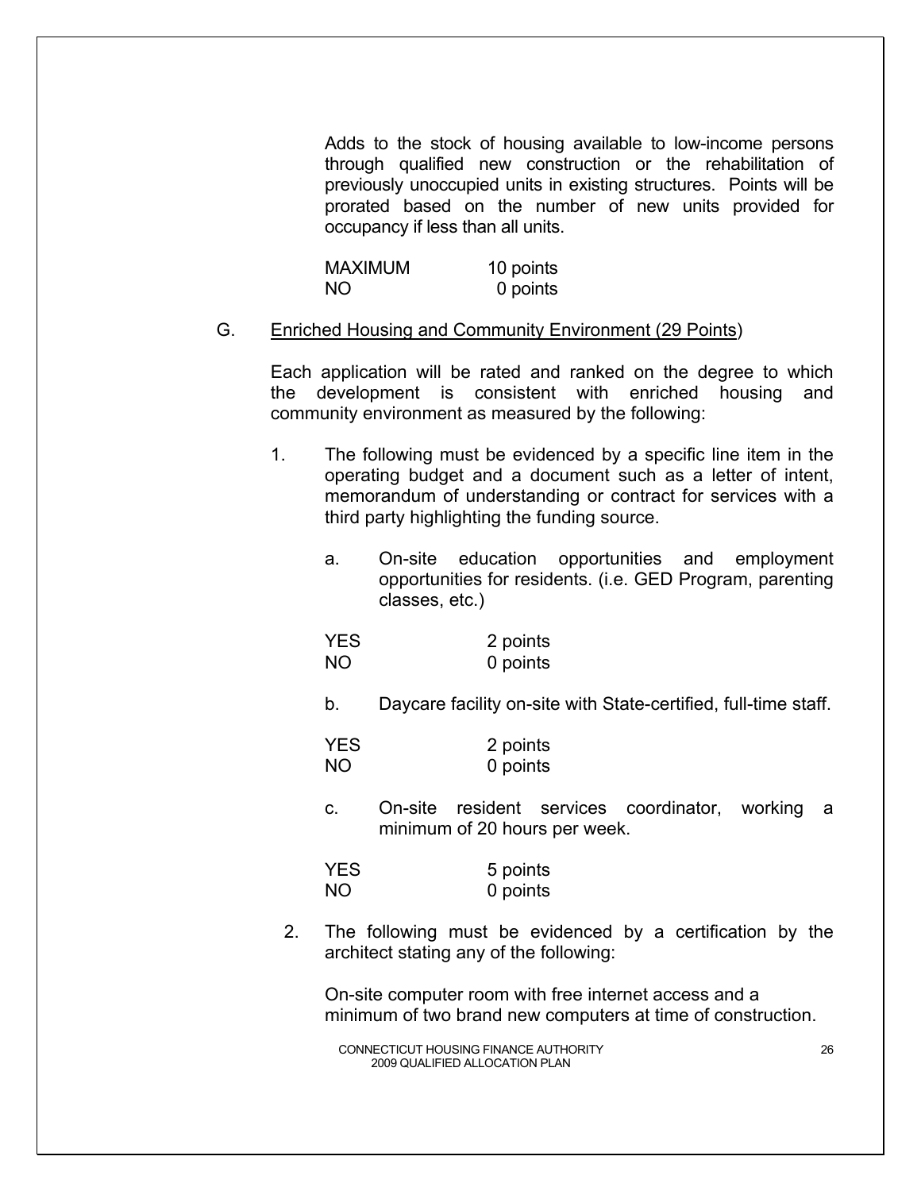Adds to the stock of housing available to low-income persons through qualified new construction or the rehabilitation of previously unoccupied units in existing structures. Points will be prorated based on the number of new units provided for occupancy if less than all units.

| | |
|---|---|
| MAXIMUM | 10 points |
| NO | 0 points |

G. Enriched Housing and Community Environment (29 Points)

Each application will be rated and ranked on the degree to which the development is consistent with enriched housing and community environment as measured by the following:

1. The following must be evidenced by a specific line item in the operating budget and a document such as a letter of intent, memorandum of understanding or contract for services with a third party highlighting the funding source.

   a. On-site education opportunities and employment opportunities for residents. (i.e. GED Program, parenting classes, etc.)

   | | |
   |---|---|
   | YES | 2 points |
   | NO | 0 points |

   b. Daycare facility on-site with State-certified, full-time staff.

   | | |
   |---|---|
   | YES | 2 points |
   | NO | 0 points |

   c. On-site resident services coordinator, working a minimum of 20 hours per week.

   | | |
   |---|---|
   | YES | 5 points |
   | NO | 0 points |

2. The following must be evidenced by a certification by the architect stating any of the following:

   On-site computer room with free internet access and a minimum of two brand new computers at time of construction.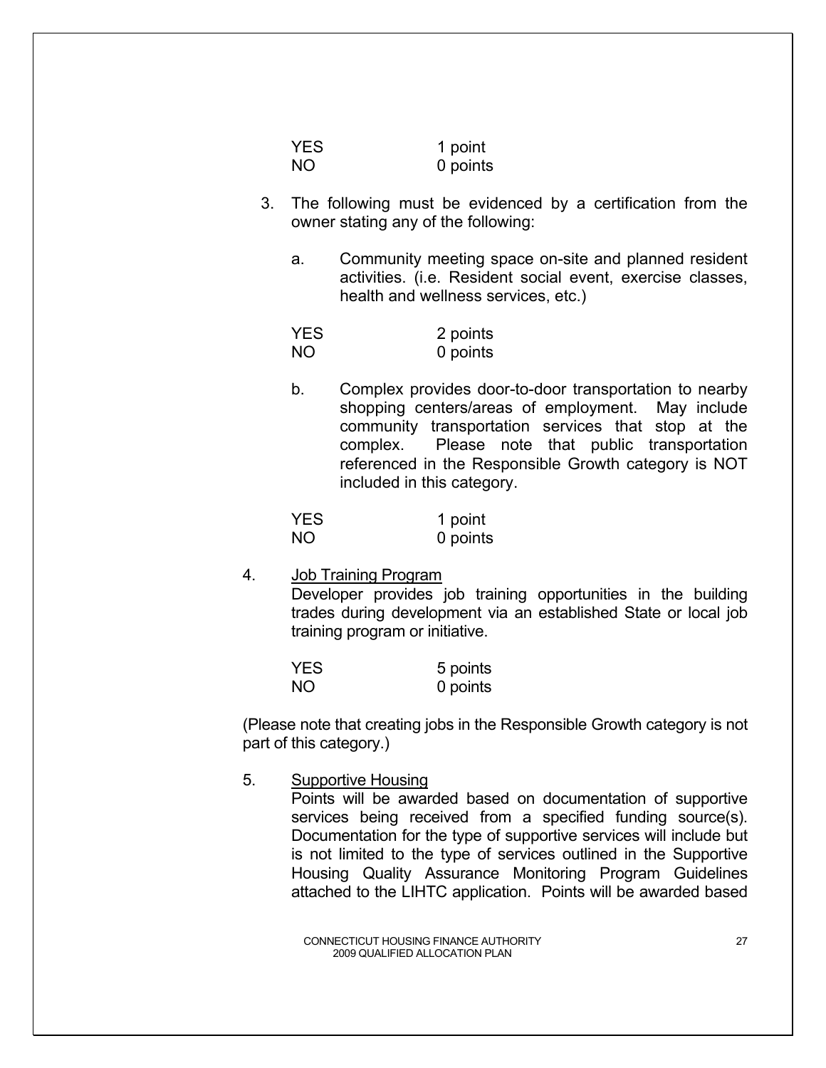| | |
|---|---|
| YES | 1 point |
| NO | 0 points |

3. The following must be evidenced by a certification from the owner stating any of the following:

   a. Community meeting space on-site and planned resident activities. (i.e. Resident social event, exercise classes, health and wellness services, etc.)

   | | |
   |---|---|
   | YES | 2 points |
   | NO | 0 points |

   b. Complex provides door-to-door transportation to nearby shopping centers/areas of employment. May include community transportation services that stop at the complex. Please note that public transportation referenced in the Responsible Growth category is NOT included in this category.

   | | |
   |---|---|
   | YES | 1 point |
   | NO | 0 points |

4. <u>Job Training Program</u>
   Developer provides job training opportunities in the building trades during development via an established State or local job training program or initiative.

   | | |
   |---|---|
   | YES | 5 points |
   | NO | 0 points |

(Please note that creating jobs in the Responsible Growth category is not part of this category.)

5. <u>Supportive Housing</u>
   Points will be awarded based on documentation of supportive services being received from a specified funding source(s). Documentation for the type of supportive services will include but is not limited to the type of services outlined in the Supportive Housing Quality Assurance Monitoring Program Guidelines attached to the LIHTC application. Points will be awarded based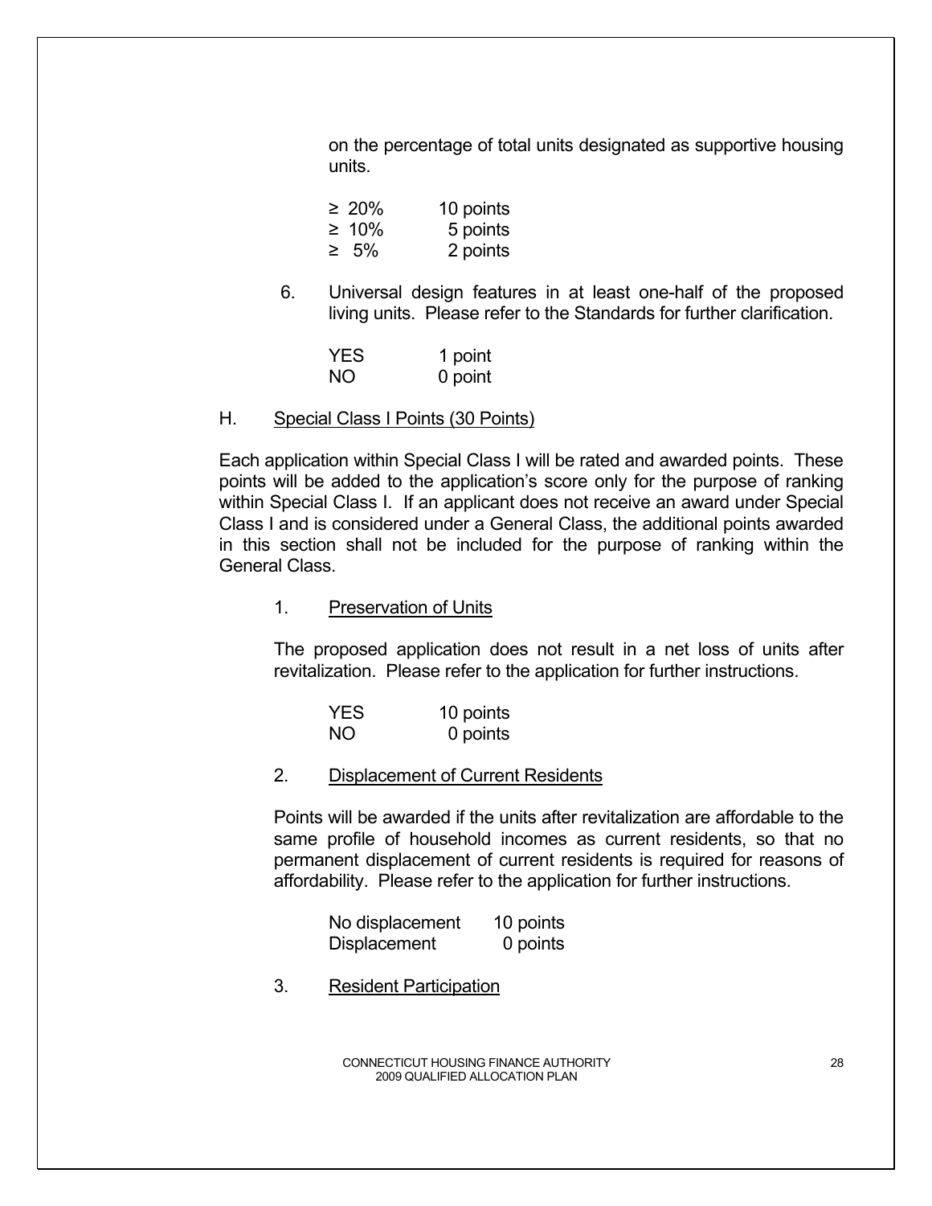on the percentage of total units designated as supportive housing units.

| | |
|---|---|
| ≥ 20% | 10 points |
| ≥ 10% | 5 points |
| ≥ 5% | 2 points |

6. Universal design features in at least one-half of the proposed living units. Please refer to the Standards for further clarification.

| | |
|---|---|
| YES | 1 point |
| NO | 0 point |

H. <u>Special Class I Points (30 Points)</u>

Each application within Special Class I will be rated and awarded points. These points will be added to the application's score only for the purpose of ranking within Special Class I. If an applicant does not receive an award under Special Class I and is considered under a General Class, the additional points awarded in this section shall not be included for the purpose of ranking within the General Class.

1. <u>Preservation of Units</u>

The proposed application does not result in a net loss of units after revitalization. Please refer to the application for further instructions.

| | |
|---|---|
| YES | 10 points |
| NO | 0 points |

2. <u>Displacement of Current Residents</u>

Points will be awarded if the units after revitalization are affordable to the same profile of household incomes as current residents, so that no permanent displacement of current residents is required for reasons of affordability. Please refer to the application for further instructions.

| | |
|---|---|
| No displacement | 10 points |
| Displacement | 0 points |

3. <u>Resident Participation</u>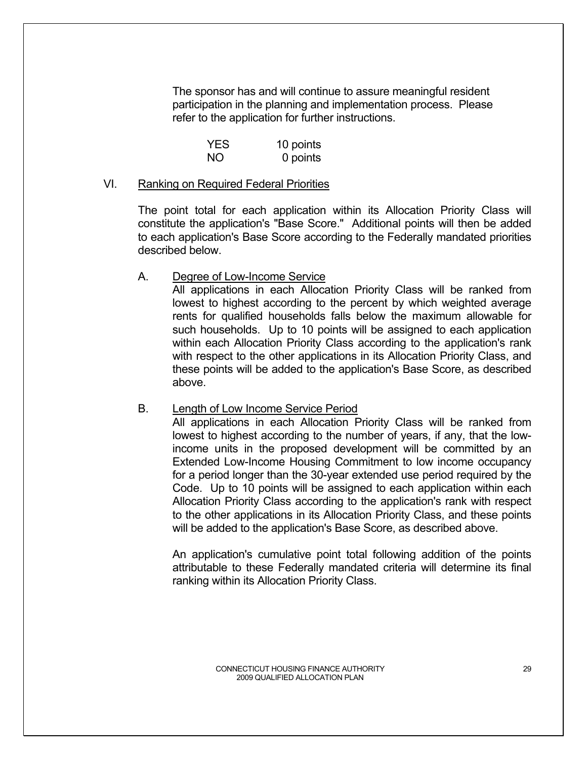The sponsor has and will continue to assure meaningful resident participation in the planning and implementation process. Please refer to the application for further instructions.

| YES | 10 points |
|---|---|
| NO | 0 points |

VI. Ranking on Required Federal Priorities

The point total for each application within its Allocation Priority Class will constitute the application's "Base Score." Additional points will then be added to each application's Base Score according to the Federally mandated priorities described below.

A. Degree of Low-Income Service

All applications in each Allocation Priority Class will be ranked from lowest to highest according to the percent by which weighted average rents for qualified households falls below the maximum allowable for such households. Up to 10 points will be assigned to each application within each Allocation Priority Class according to the application's rank with respect to the other applications in its Allocation Priority Class, and these points will be added to the application's Base Score, as described above.

B. Length of Low Income Service Period

All applications in each Allocation Priority Class will be ranked from lowest to highest according to the number of years, if any, that the low-income units in the proposed development will be committed by an Extended Low-Income Housing Commitment to low income occupancy for a period longer than the 30-year extended use period required by the Code. Up to 10 points will be assigned to each application within each Allocation Priority Class according to the application's rank with respect to the other applications in its Allocation Priority Class, and these points will be added to the application's Base Score, as described above.

An application's cumulative point total following addition of the points attributable to these Federally mandated criteria will determine its final ranking within its Allocation Priority Class.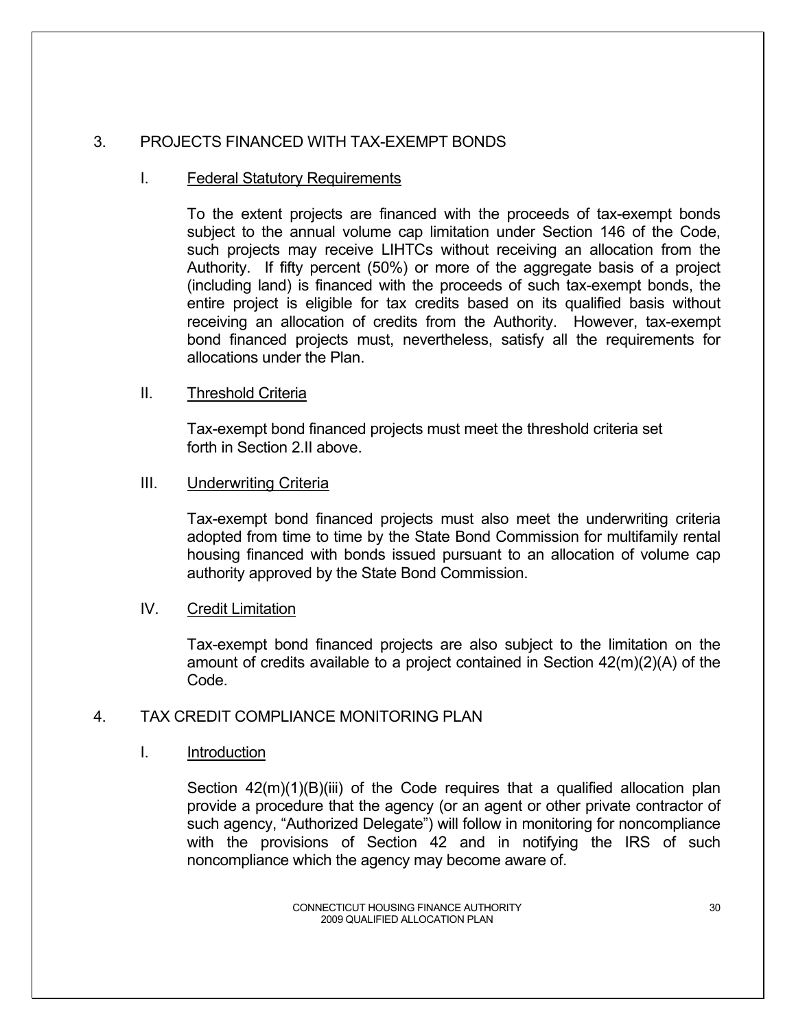## 3. PROJECTS FINANCED WITH TAX-EXEMPT BONDS

### I. Federal Statutory Requirements

To the extent projects are financed with the proceeds of tax-exempt bonds subject to the annual volume cap limitation under Section 146 of the Code, such projects may receive LIHTCs without receiving an allocation from the Authority. If fifty percent (50%) or more of the aggregate basis of a project (including land) is financed with the proceeds of such tax-exempt bonds, the entire project is eligible for tax credits based on its qualified basis without receiving an allocation of credits from the Authority. However, tax-exempt bond financed projects must, nevertheless, satisfy all the requirements for allocations under the Plan.

### II. Threshold Criteria

Tax-exempt bond financed projects must meet the threshold criteria set forth in Section 2.II above.

### III. Underwriting Criteria

Tax-exempt bond financed projects must also meet the underwriting criteria adopted from time to time by the State Bond Commission for multifamily rental housing financed with bonds issued pursuant to an allocation of volume cap authority approved by the State Bond Commission.

### IV. Credit Limitation

Tax-exempt bond financed projects are also subject to the limitation on the amount of credits available to a project contained in Section 42(m)(2)(A) of the Code.

## 4. TAX CREDIT COMPLIANCE MONITORING PLAN

### I. Introduction

Section 42(m)(1)(B)(iii) of the Code requires that a qualified allocation plan provide a procedure that the agency (or an agent or other private contractor of such agency, "Authorized Delegate") will follow in monitoring for noncompliance with the provisions of Section 42 and in notifying the IRS of such noncompliance which the agency may become aware of.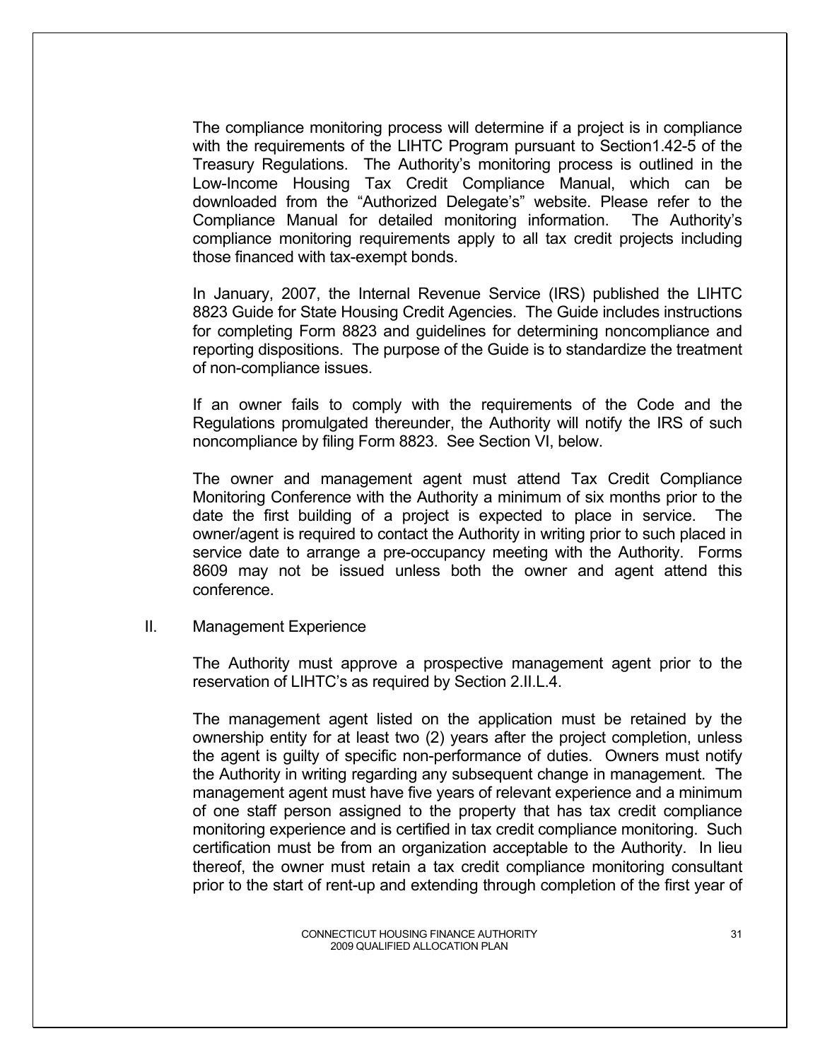The compliance monitoring process will determine if a project is in compliance with the requirements of the LIHTC Program pursuant to Section1.42-5 of the Treasury Regulations. The Authority's monitoring process is outlined in the Low-Income Housing Tax Credit Compliance Manual, which can be downloaded from the "Authorized Delegate's" website. Please refer to the Compliance Manual for detailed monitoring information. The Authority's compliance monitoring requirements apply to all tax credit projects including those financed with tax-exempt bonds.

In January, 2007, the Internal Revenue Service (IRS) published the LIHTC 8823 Guide for State Housing Credit Agencies. The Guide includes instructions for completing Form 8823 and guidelines for determining noncompliance and reporting dispositions. The purpose of the Guide is to standardize the treatment of non-compliance issues.

If an owner fails to comply with the requirements of the Code and the Regulations promulgated thereunder, the Authority will notify the IRS of such noncompliance by filing Form 8823. See Section VI, below.

The owner and management agent must attend Tax Credit Compliance Monitoring Conference with the Authority a minimum of six months prior to the date the first building of a project is expected to place in service. The owner/agent is required to contact the Authority in writing prior to such placed in service date to arrange a pre-occupancy meeting with the Authority. Forms 8609 may not be issued unless both the owner and agent attend this conference.

II. Management Experience

The Authority must approve a prospective management agent prior to the reservation of LIHTC's as required by Section 2.II.L.4.

The management agent listed on the application must be retained by the ownership entity for at least two (2) years after the project completion, unless the agent is guilty of specific non-performance of duties. Owners must notify the Authority in writing regarding any subsequent change in management. The management agent must have five years of relevant experience and a minimum of one staff person assigned to the property that has tax credit compliance monitoring experience and is certified in tax credit compliance monitoring. Such certification must be from an organization acceptable to the Authority. In lieu thereof, the owner must retain a tax credit compliance monitoring consultant prior to the start of rent-up and extending through completion of the first year of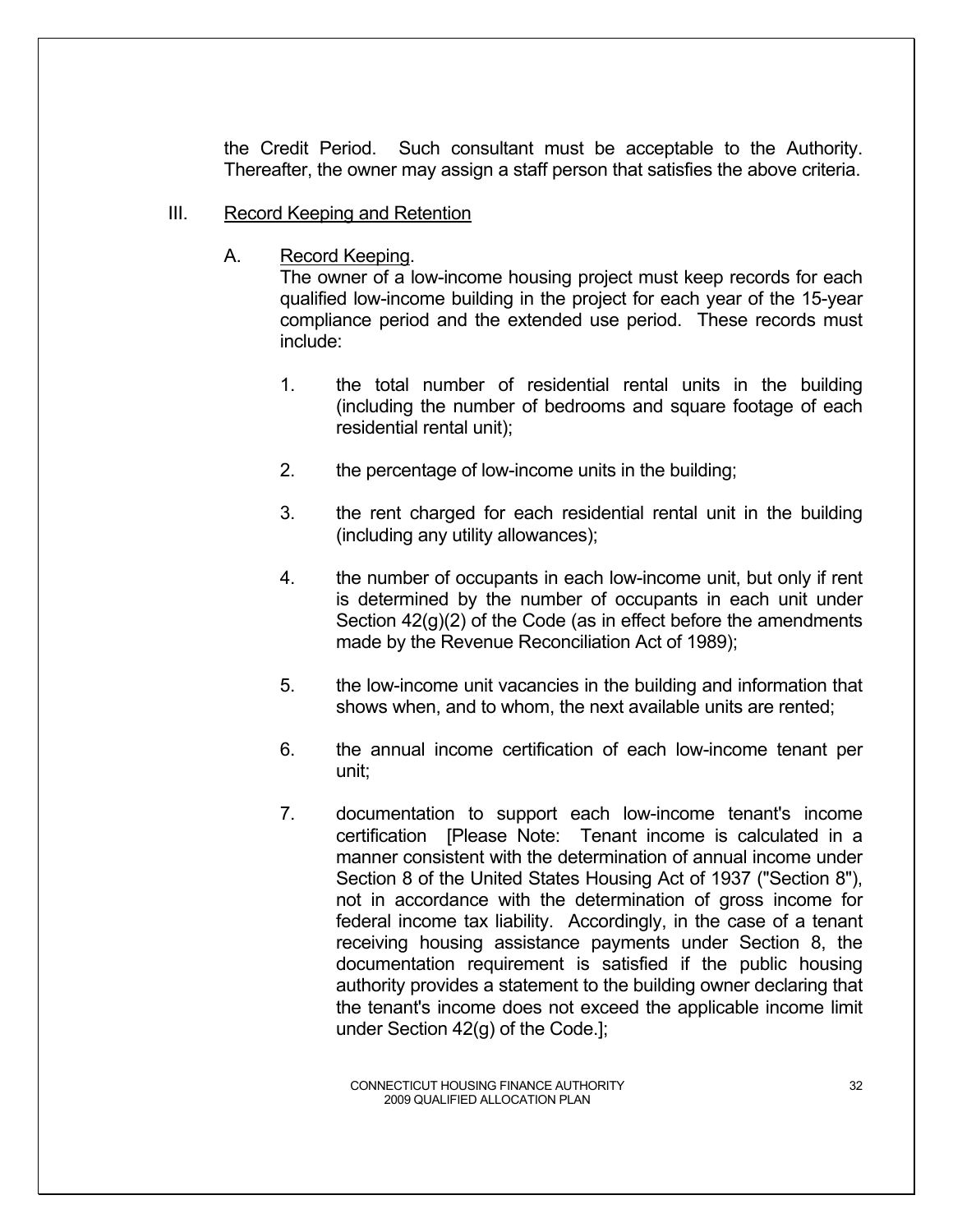the Credit Period. Such consultant must be acceptable to the Authority. Thereafter, the owner may assign a staff person that satisfies the above criteria.

III. Record Keeping and Retention

A. Record Keeping.

The owner of a low-income housing project must keep records for each qualified low-income building in the project for each year of the 15-year compliance period and the extended use period. These records must include:

1. the total number of residential rental units in the building (including the number of bedrooms and square footage of each residential rental unit);

2. the percentage of low-income units in the building;

3. the rent charged for each residential rental unit in the building (including any utility allowances);

4. the number of occupants in each low-income unit, but only if rent is determined by the number of occupants in each unit under Section 42(g)(2) of the Code (as in effect before the amendments made by the Revenue Reconciliation Act of 1989);

5. the low-income unit vacancies in the building and information that shows when, and to whom, the next available units are rented;

6. the annual income certification of each low-income tenant per unit;

7. documentation to support each low-income tenant's income certification [Please Note: Tenant income is calculated in a manner consistent with the determination of annual income under Section 8 of the United States Housing Act of 1937 ("Section 8"), not in accordance with the determination of gross income for federal income tax liability. Accordingly, in the case of a tenant receiving housing assistance payments under Section 8, the documentation requirement is satisfied if the public housing authority provides a statement to the building owner declaring that the tenant's income does not exceed the applicable income limit under Section 42(g) of the Code.];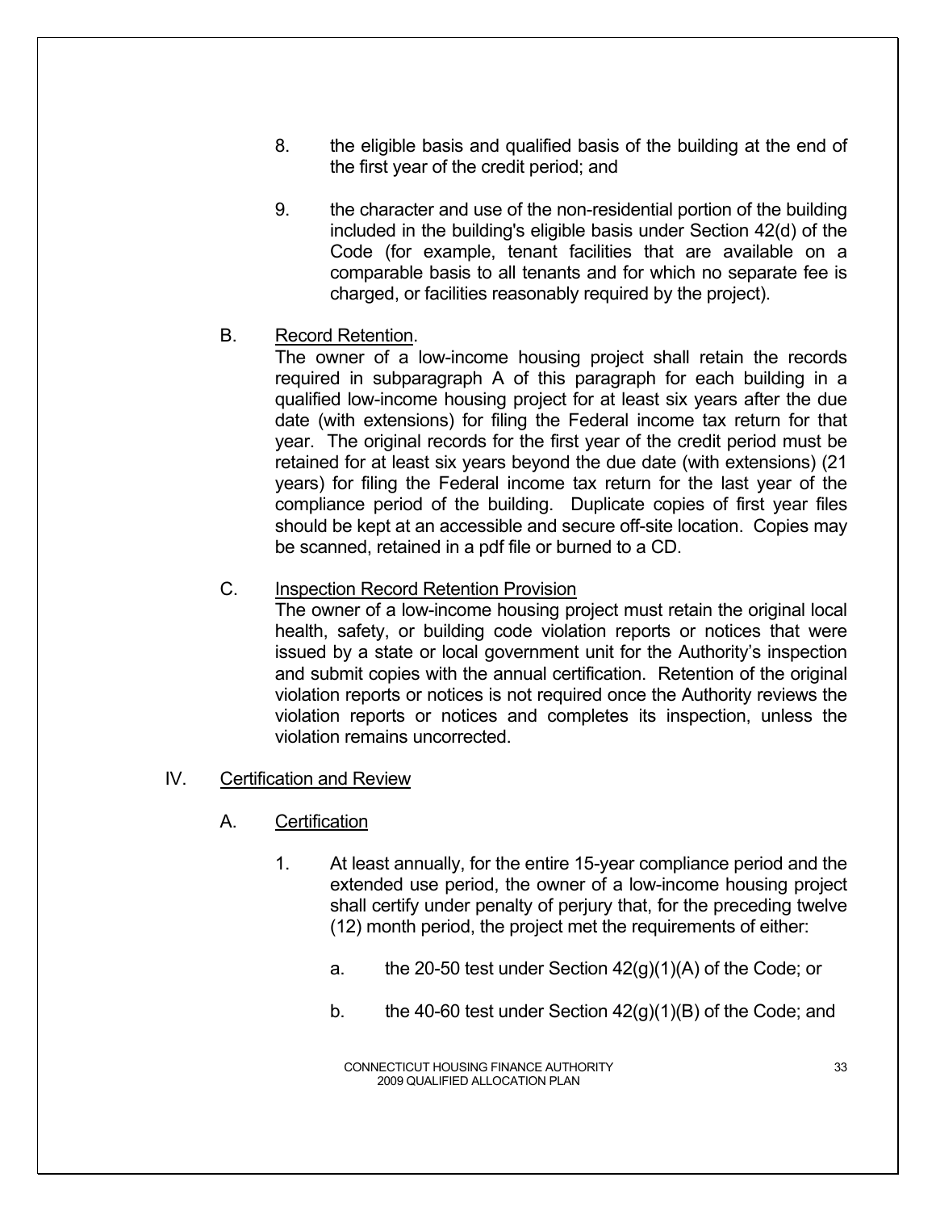8. the eligible basis and qualified basis of the building at the end of the first year of the credit period; and

9. the character and use of the non-residential portion of the building included in the building's eligible basis under Section 42(d) of the Code (for example, tenant facilities that are available on a comparable basis to all tenants and for which no separate fee is charged, or facilities reasonably required by the project).

B. Record Retention.

The owner of a low-income housing project shall retain the records required in subparagraph A of this paragraph for each building in a qualified low-income housing project for at least six years after the due date (with extensions) for filing the Federal income tax return for that year. The original records for the first year of the credit period must be retained for at least six years beyond the due date (with extensions) (21 years) for filing the Federal income tax return for the last year of the compliance period of the building. Duplicate copies of first year files should be kept at an accessible and secure off-site location. Copies may be scanned, retained in a pdf file or burned to a CD.

C. Inspection Record Retention Provision

The owner of a low-income housing project must retain the original local health, safety, or building code violation reports or notices that were issued by a state or local government unit for the Authority's inspection and submit copies with the annual certification. Retention of the original violation reports or notices is not required once the Authority reviews the violation reports or notices and completes its inspection, unless the violation remains uncorrected.

## IV. Certification and Review

### A. Certification

1. At least annually, for the entire 15-year compliance period and the extended use period, the owner of a low-income housing project shall certify under penalty of perjury that, for the preceding twelve (12) month period, the project met the requirements of either:

   a. the 20-50 test under Section 42(g)(1)(A) of the Code; or

   b. the 40-60 test under Section 42(g)(1)(B) of the Code; and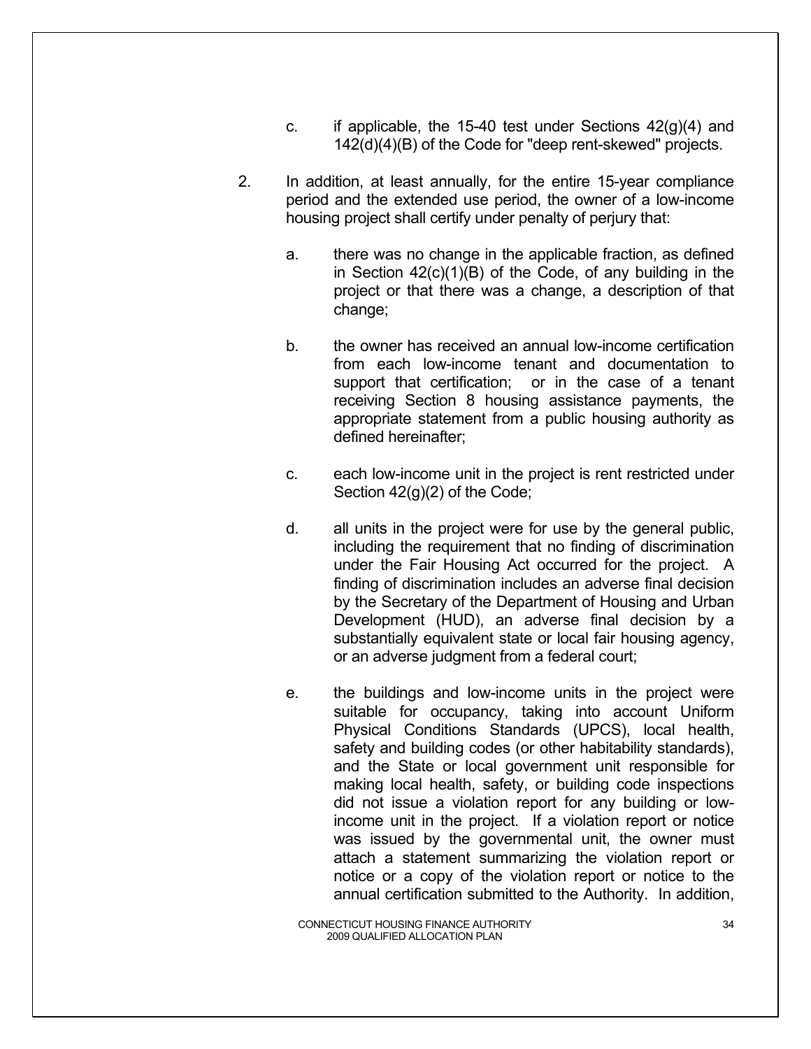c. if applicable, the 15-40 test under Sections 42(g)(4) and 142(d)(4)(B) of the Code for "deep rent-skewed" projects.

2. In addition, at least annually, for the entire 15-year compliance period and the extended use period, the owner of a low-income housing project shall certify under penalty of perjury that:

   a. there was no change in the applicable fraction, as defined in Section 42(c)(1)(B) of the Code, of any building in the project or that there was a change, a description of that change;

   b. the owner has received an annual low-income certification from each low-income tenant and documentation to support that certification; or in the case of a tenant receiving Section 8 housing assistance payments, the appropriate statement from a public housing authority as defined hereinafter;

   c. each low-income unit in the project is rent restricted under Section 42(g)(2) of the Code;

   d. all units in the project were for use by the general public, including the requirement that no finding of discrimination under the Fair Housing Act occurred for the project. A finding of discrimination includes an adverse final decision by the Secretary of the Department of Housing and Urban Development (HUD), an adverse final decision by a substantially equivalent state or local fair housing agency, or an adverse judgment from a federal court;

   e. the buildings and low-income units in the project were suitable for occupancy, taking into account Uniform Physical Conditions Standards (UPCS), local health, safety and building codes (or other habitability standards), and the State or local government unit responsible for making local health, safety, or building code inspections did not issue a violation report for any building or low-income unit in the project. If a violation report or notice was issued by the governmental unit, the owner must attach a statement summarizing the violation report or notice or a copy of the violation report or notice to the annual certification submitted to the Authority. In addition,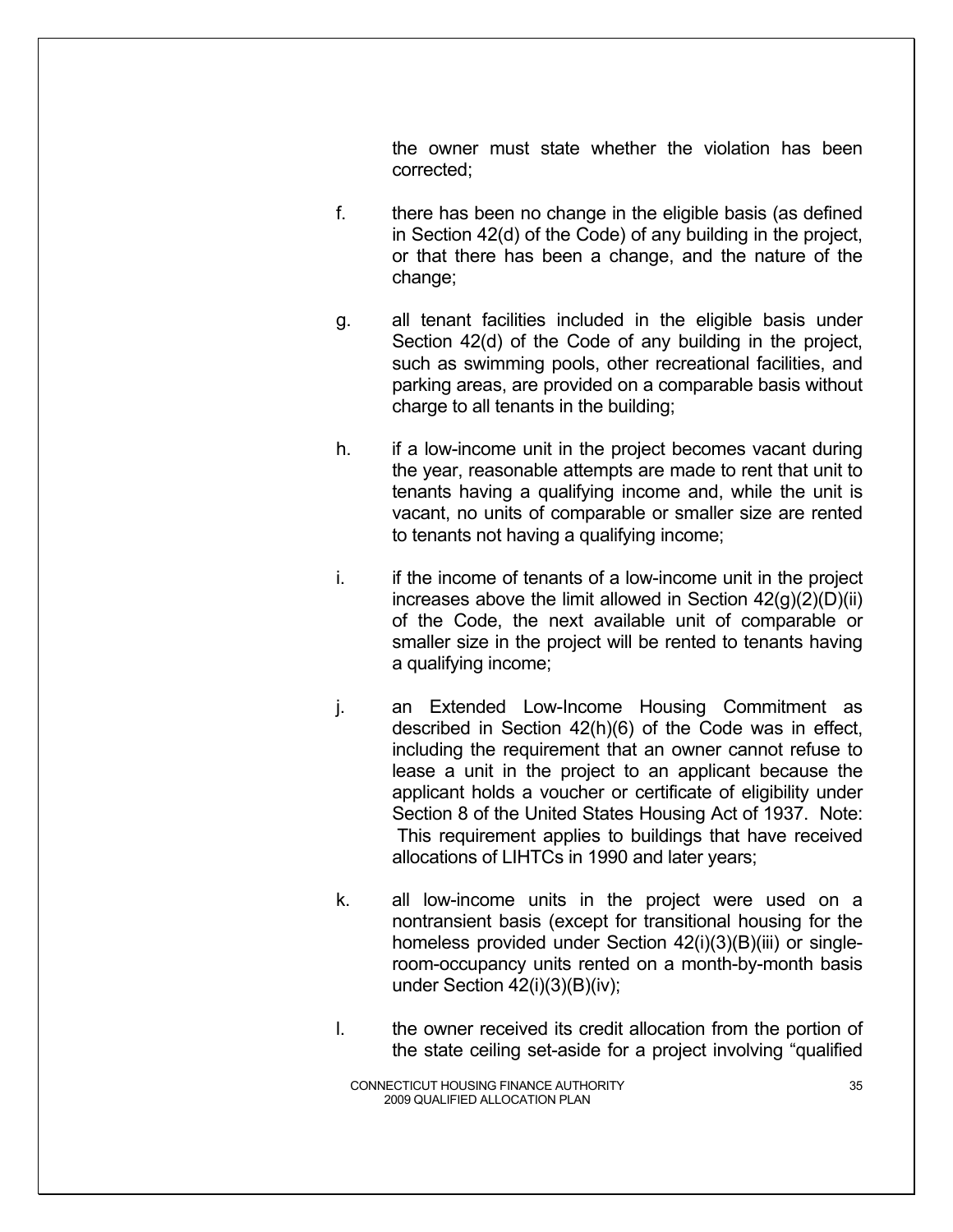the owner must state whether the violation has been corrected;

f. there has been no change in the eligible basis (as defined in Section 42(d) of the Code) of any building in the project, or that there has been a change, and the nature of the change;

g. all tenant facilities included in the eligible basis under Section 42(d) of the Code of any building in the project, such as swimming pools, other recreational facilities, and parking areas, are provided on a comparable basis without charge to all tenants in the building;

h. if a low-income unit in the project becomes vacant during the year, reasonable attempts are made to rent that unit to tenants having a qualifying income and, while the unit is vacant, no units of comparable or smaller size are rented to tenants not having a qualifying income;

i. if the income of tenants of a low-income unit in the project increases above the limit allowed in Section 42(g)(2)(D)(ii) of the Code, the next available unit of comparable or smaller size in the project will be rented to tenants having a qualifying income;

j. an Extended Low-Income Housing Commitment as described in Section 42(h)(6) of the Code was in effect, including the requirement that an owner cannot refuse to lease a unit in the project to an applicant because the applicant holds a voucher or certificate of eligibility under Section 8 of the United States Housing Act of 1937. Note: This requirement applies to buildings that have received allocations of LIHTCs in 1990 and later years;

k. all low-income units in the project were used on a nontransient basis (except for transitional housing for the homeless provided under Section 42(i)(3)(B)(iii) or single-room-occupancy units rented on a month-by-month basis under Section 42(i)(3)(B)(iv);

l. the owner received its credit allocation from the portion of the state ceiling set-aside for a project involving "qualified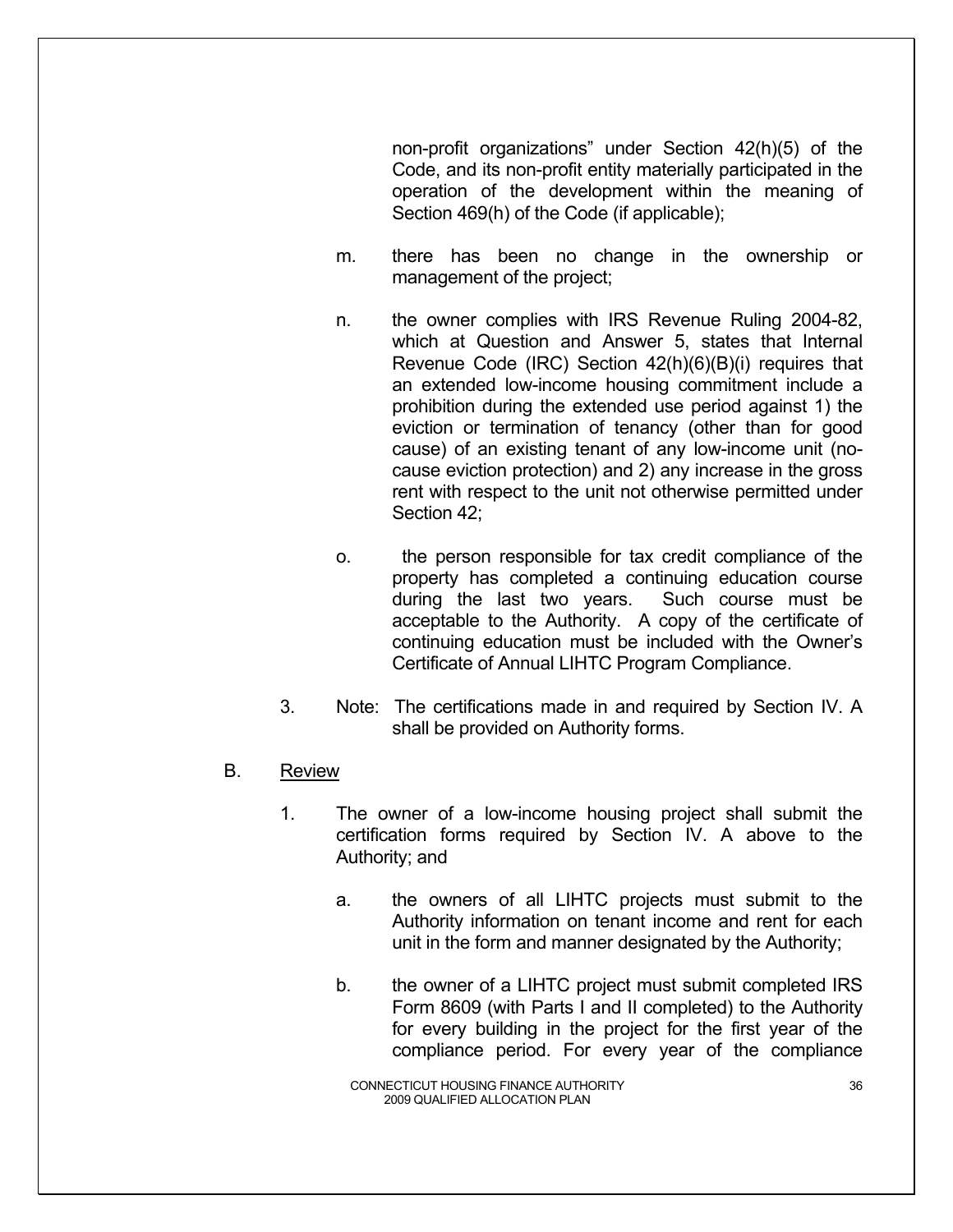non-profit organizations" under Section 42(h)(5) of the Code, and its non-profit entity materially participated in the operation of the development within the meaning of Section 469(h) of the Code (if applicable);

m. there has been no change in the ownership or management of the project;

n. the owner complies with IRS Revenue Ruling 2004-82, which at Question and Answer 5, states that Internal Revenue Code (IRC) Section 42(h)(6)(B)(i) requires that an extended low-income housing commitment include a prohibition during the extended use period against 1) the eviction or termination of tenancy (other than for good cause) of an existing tenant of any low-income unit (no-cause eviction protection) and 2) any increase in the gross rent with respect to the unit not otherwise permitted under Section 42;

o. the person responsible for tax credit compliance of the property has completed a continuing education course during the last two years. Such course must be acceptable to the Authority. A copy of the certificate of continuing education must be included with the Owner's Certificate of Annual LIHTC Program Compliance.

3. Note: The certifications made in and required by Section IV. A shall be provided on Authority forms.

B. Review

1. The owner of a low-income housing project shall submit the certification forms required by Section IV. A above to the Authority; and

   a. the owners of all LIHTC projects must submit to the Authority information on tenant income and rent for each unit in the form and manner designated by the Authority;

   b. the owner of a LIHTC project must submit completed IRS Form 8609 (with Parts I and II completed) to the Authority for every building in the project for the first year of the compliance period. For every year of the compliance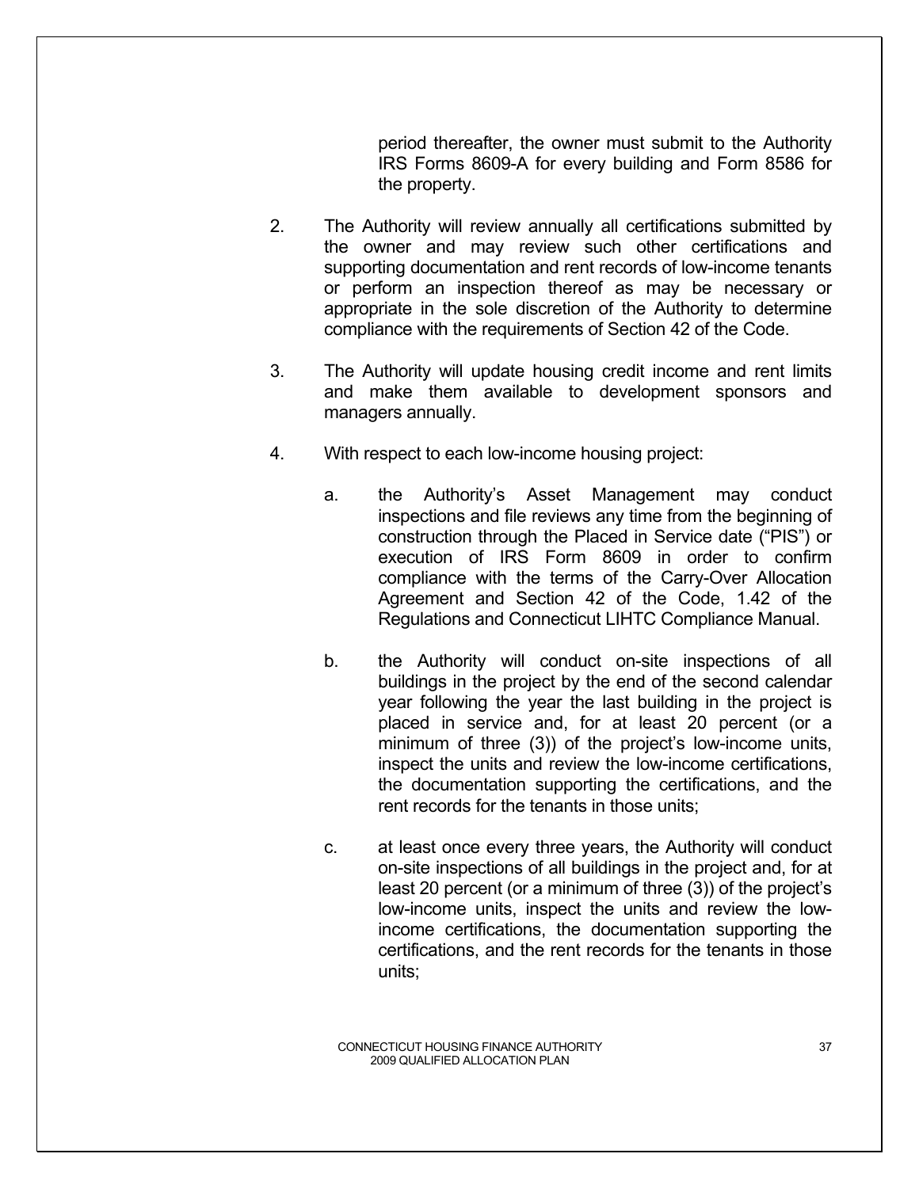period thereafter, the owner must submit to the Authority IRS Forms 8609-A for every building and Form 8586 for the property.

2. The Authority will review annually all certifications submitted by the owner and may review such other certifications and supporting documentation and rent records of low-income tenants or perform an inspection thereof as may be necessary or appropriate in the sole discretion of the Authority to determine compliance with the requirements of Section 42 of the Code.

3. The Authority will update housing credit income and rent limits and make them available to development sponsors and managers annually.

4. With respect to each low-income housing project:

   a. the Authority's Asset Management may conduct inspections and file reviews any time from the beginning of construction through the Placed in Service date ("PIS") or execution of IRS Form 8609 in order to confirm compliance with the terms of the Carry-Over Allocation Agreement and Section 42 of the Code, 1.42 of the Regulations and Connecticut LIHTC Compliance Manual.

   b. the Authority will conduct on-site inspections of all buildings in the project by the end of the second calendar year following the year the last building in the project is placed in service and, for at least 20 percent (or a minimum of three (3)) of the project's low-income units, inspect the units and review the low-income certifications, the documentation supporting the certifications, and the rent records for the tenants in those units;

   c. at least once every three years, the Authority will conduct on-site inspections of all buildings in the project and, for at least 20 percent (or a minimum of three (3)) of the project's low-income units, inspect the units and review the low-income certifications, the documentation supporting the certifications, and the rent records for the tenants in those units;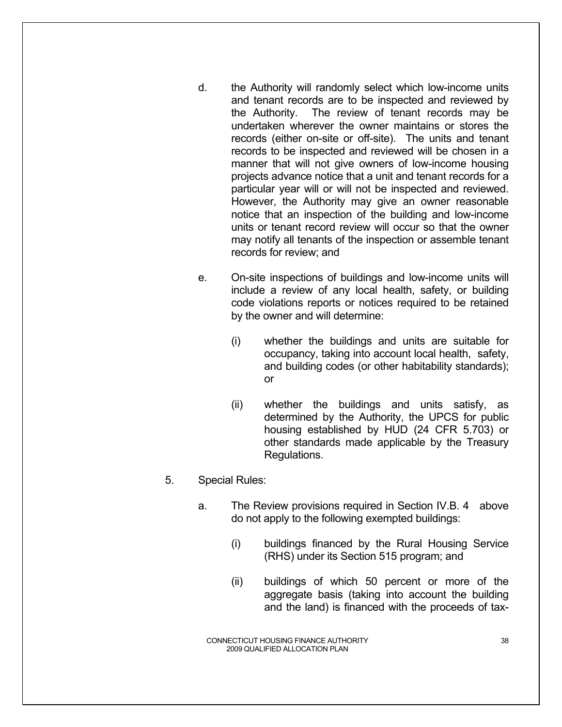d. the Authority will randomly select which low-income units and tenant records are to be inspected and reviewed by the Authority. The review of tenant records may be undertaken wherever the owner maintains or stores the records (either on-site or off-site). The units and tenant records to be inspected and reviewed will be chosen in a manner that will not give owners of low-income housing projects advance notice that a unit and tenant records for a particular year will or will not be inspected and reviewed. However, the Authority may give an owner reasonable notice that an inspection of the building and low-income units or tenant record review will occur so that the owner may notify all tenants of the inspection or assemble tenant records for review; and

e. On-site inspections of buildings and low-income units will include a review of any local health, safety, or building code violations reports or notices required to be retained by the owner and will determine:

   (i) whether the buildings and units are suitable for occupancy, taking into account local health, safety, and building codes (or other habitability standards); or

   (ii) whether the buildings and units satisfy, as determined by the Authority, the UPCS for public housing established by HUD (24 CFR 5.703) or other standards made applicable by the Treasury Regulations.

5. Special Rules:

   a. The Review provisions required in Section IV.B. 4 above do not apply to the following exempted buildings:

      (i) buildings financed by the Rural Housing Service (RHS) under its Section 515 program; and

      (ii) buildings of which 50 percent or more of the aggregate basis (taking into account the building and the land) is financed with the proceeds of tax-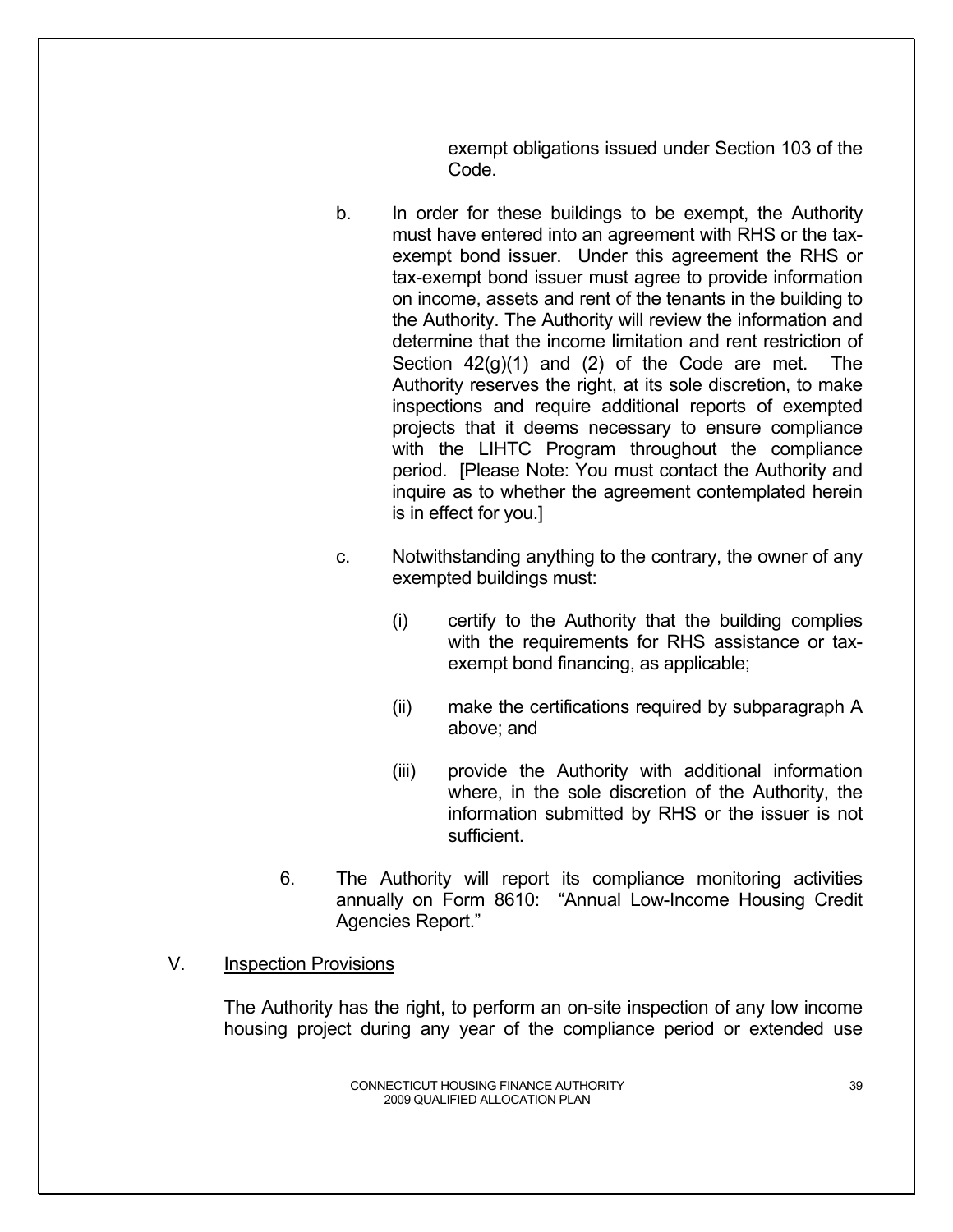exempt obligations issued under Section 103 of the Code.

b. In order for these buildings to be exempt, the Authority must have entered into an agreement with RHS or the tax-exempt bond issuer. Under this agreement the RHS or tax-exempt bond issuer must agree to provide information on income, assets and rent of the tenants in the building to the Authority. The Authority will review the information and determine that the income limitation and rent restriction of Section 42(g)(1) and (2) of the Code are met. The Authority reserves the right, at its sole discretion, to make inspections and require additional reports of exempted projects that it deems necessary to ensure compliance with the LIHTC Program throughout the compliance period. [Please Note: You must contact the Authority and inquire as to whether the agreement contemplated herein is in effect for you.]

c. Notwithstanding anything to the contrary, the owner of any exempted buildings must:

   (i) certify to the Authority that the building complies with the requirements for RHS assistance or tax-exempt bond financing, as applicable;

   (ii) make the certifications required by subparagraph A above; and

   (iii) provide the Authority with additional information where, in the sole discretion of the Authority, the information submitted by RHS or the issuer is not sufficient.

6. The Authority will report its compliance monitoring activities annually on Form 8610: "Annual Low-Income Housing Credit Agencies Report."

V. Inspection Provisions

The Authority has the right, to perform an on-site inspection of any low income housing project during any year of the compliance period or extended use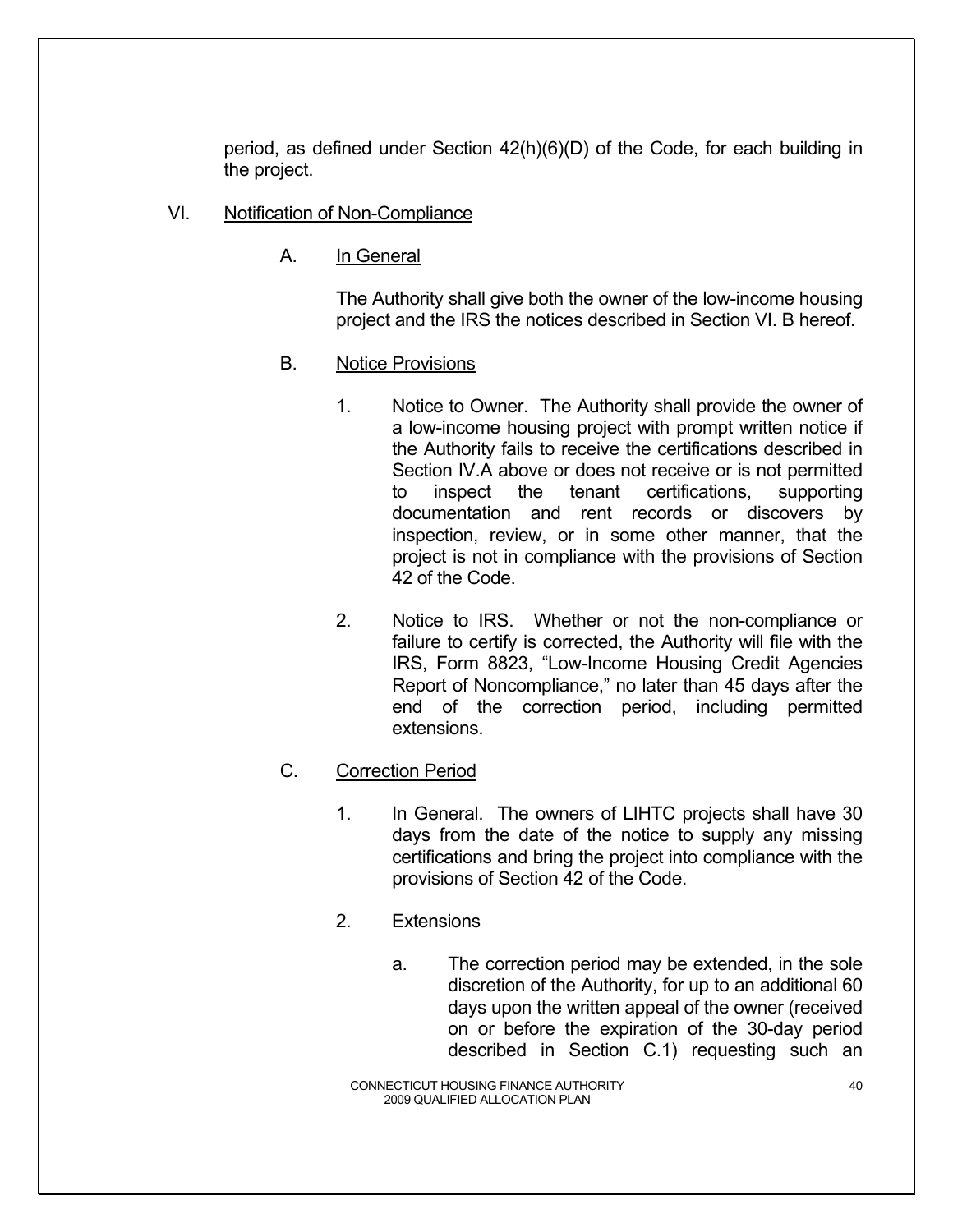period, as defined under Section 42(h)(6)(D) of the Code, for each building in the project.

VI. Notification of Non-Compliance

A. In General

The Authority shall give both the owner of the low-income housing project and the IRS the notices described in Section VI. B hereof.

B. Notice Provisions

1. Notice to Owner. The Authority shall provide the owner of a low-income housing project with prompt written notice if the Authority fails to receive the certifications described in Section IV.A above or does not receive or is not permitted to inspect the tenant certifications, supporting documentation and rent records or discovers by inspection, review, or in some other manner, that the project is not in compliance with the provisions of Section 42 of the Code.

2. Notice to IRS. Whether or not the non-compliance or failure to certify is corrected, the Authority will file with the IRS, Form 8823, "Low-Income Housing Credit Agencies Report of Noncompliance," no later than 45 days after the end of the correction period, including permitted extensions.

C. Correction Period

1. In General. The owners of LIHTC projects shall have 30 days from the date of the notice to supply any missing certifications and bring the project into compliance with the provisions of Section 42 of the Code.

2. Extensions

a. The correction period may be extended, in the sole discretion of the Authority, for up to an additional 60 days upon the written appeal of the owner (received on or before the expiration of the 30-day period described in Section C.1) requesting such an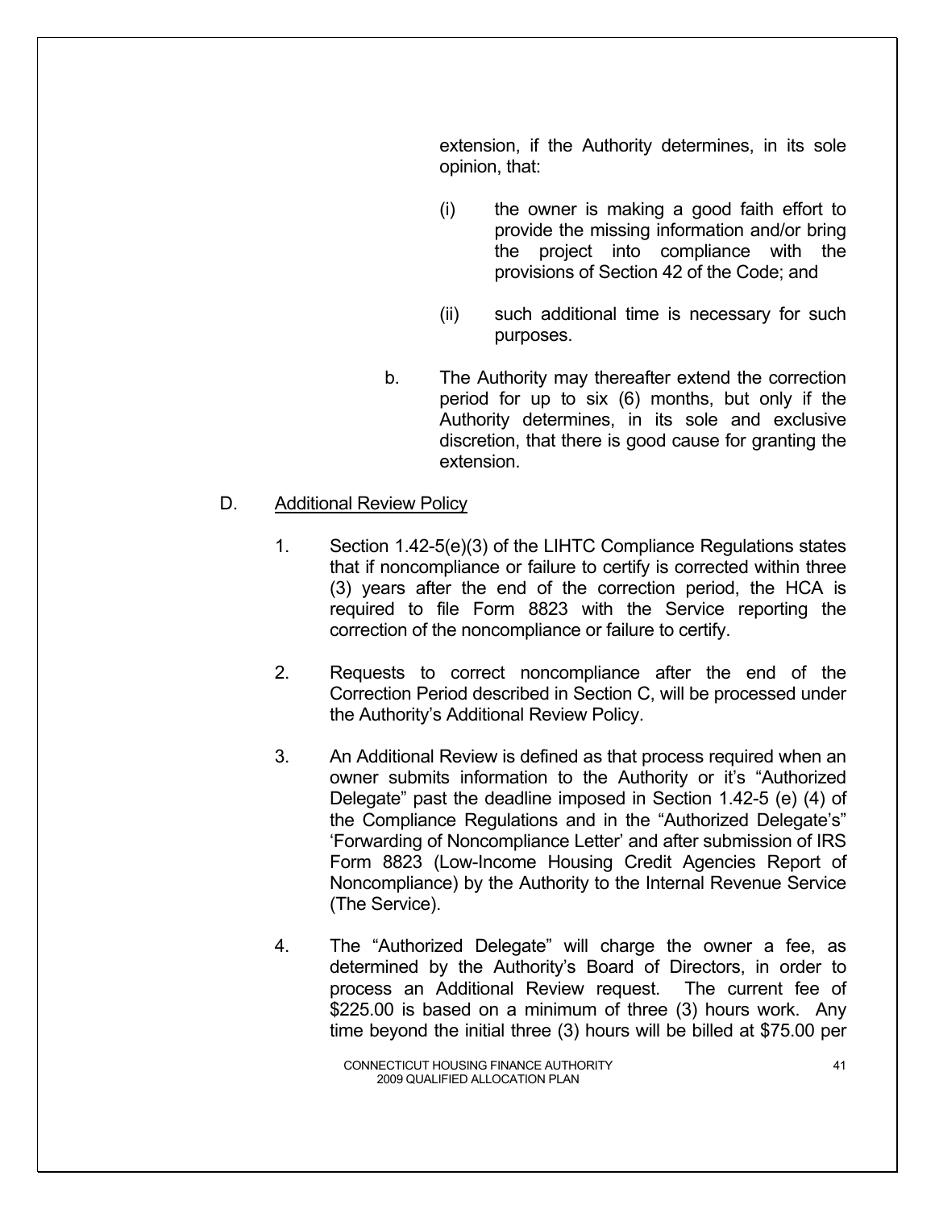extension, if the Authority determines, in its sole opinion, that:

(i) the owner is making a good faith effort to provide the missing information and/or bring the project into compliance with the provisions of Section 42 of the Code; and

(ii) such additional time is necessary for such purposes.

b. The Authority may thereafter extend the correction period for up to six (6) months, but only if the Authority determines, in its sole and exclusive discretion, that there is good cause for granting the extension.

D. Additional Review Policy

1. Section 1.42-5(e)(3) of the LIHTC Compliance Regulations states that if noncompliance or failure to certify is corrected within three (3) years after the end of the correction period, the HCA is required to file Form 8823 with the Service reporting the correction of the noncompliance or failure to certify.

2. Requests to correct noncompliance after the end of the Correction Period described in Section C, will be processed under the Authority's Additional Review Policy.

3. An Additional Review is defined as that process required when an owner submits information to the Authority or it's "Authorized Delegate" past the deadline imposed in Section 1.42-5 (e) (4) of the Compliance Regulations and in the "Authorized Delegate's" 'Forwarding of Noncompliance Letter' and after submission of IRS Form 8823 (Low-Income Housing Credit Agencies Report of Noncompliance) by the Authority to the Internal Revenue Service (The Service).

4. The "Authorized Delegate" will charge the owner a fee, as determined by the Authority's Board of Directors, in order to process an Additional Review request. The current fee of $225.00 is based on a minimum of three (3) hours work. Any time beyond the initial three (3) hours will be billed at $75.00 per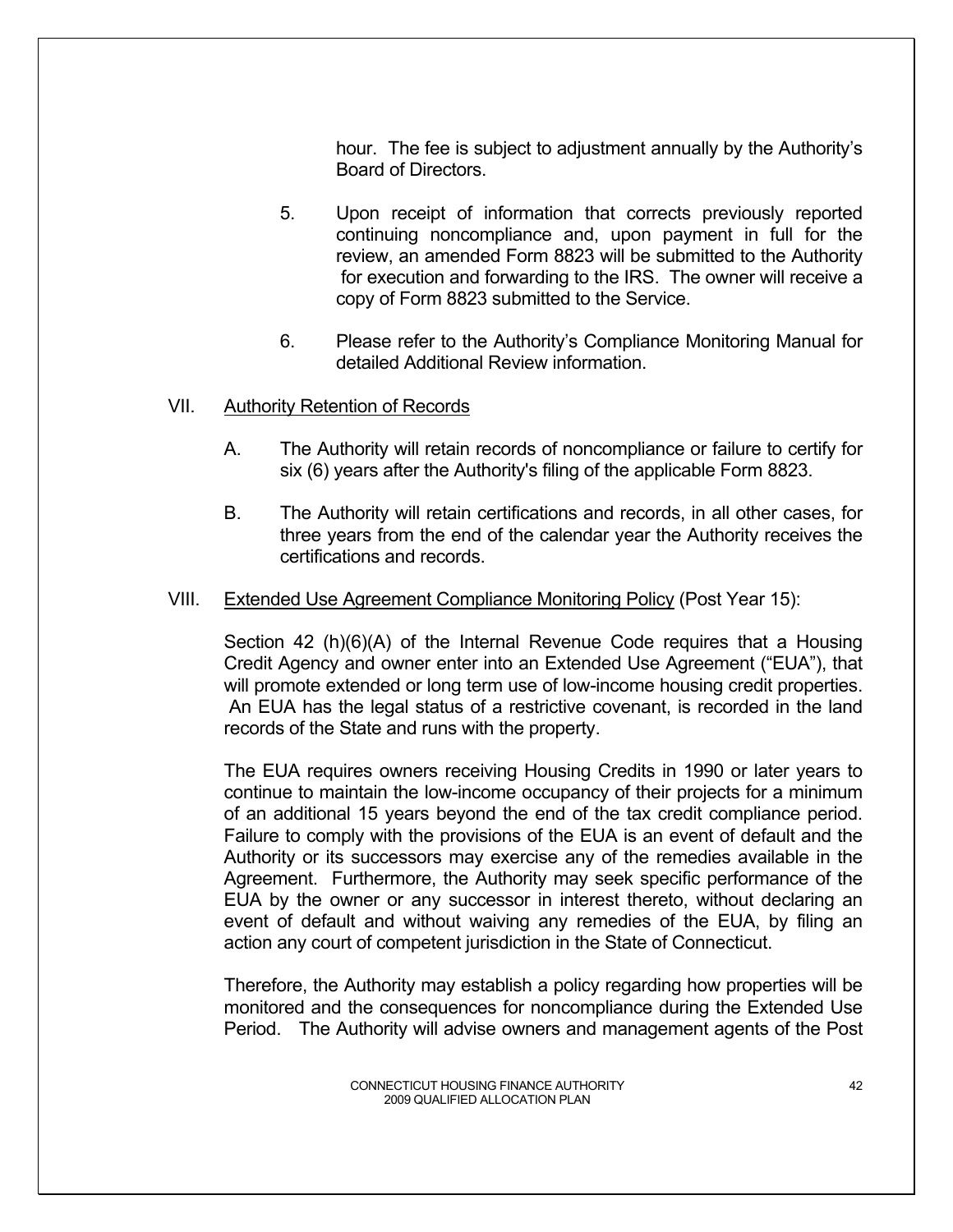hour. The fee is subject to adjustment annually by the Authority's Board of Directors.

5. Upon receipt of information that corrects previously reported continuing noncompliance and, upon payment in full for the review, an amended Form 8823 will be submitted to the Authority for execution and forwarding to the IRS. The owner will receive a copy of Form 8823 submitted to the Service.

6. Please refer to the Authority's Compliance Monitoring Manual for detailed Additional Review information.

VII. Authority Retention of Records

A. The Authority will retain records of noncompliance or failure to certify for six (6) years after the Authority's filing of the applicable Form 8823.

B. The Authority will retain certifications and records, in all other cases, for three years from the end of the calendar year the Authority receives the certifications and records.

VIII. Extended Use Agreement Compliance Monitoring Policy (Post Year 15):

Section 42 (h)(6)(A) of the Internal Revenue Code requires that a Housing Credit Agency and owner enter into an Extended Use Agreement ("EUA"), that will promote extended or long term use of low-income housing credit properties. An EUA has the legal status of a restrictive covenant, is recorded in the land records of the State and runs with the property.

The EUA requires owners receiving Housing Credits in 1990 or later years to continue to maintain the low-income occupancy of their projects for a minimum of an additional 15 years beyond the end of the tax credit compliance period. Failure to comply with the provisions of the EUA is an event of default and the Authority or its successors may exercise any of the remedies available in the Agreement. Furthermore, the Authority may seek specific performance of the EUA by the owner or any successor in interest thereto, without declaring an event of default and without waiving any remedies of the EUA, by filing an action any court of competent jurisdiction in the State of Connecticut.

Therefore, the Authority may establish a policy regarding how properties will be monitored and the consequences for noncompliance during the Extended Use Period. The Authority will advise owners and management agents of the Post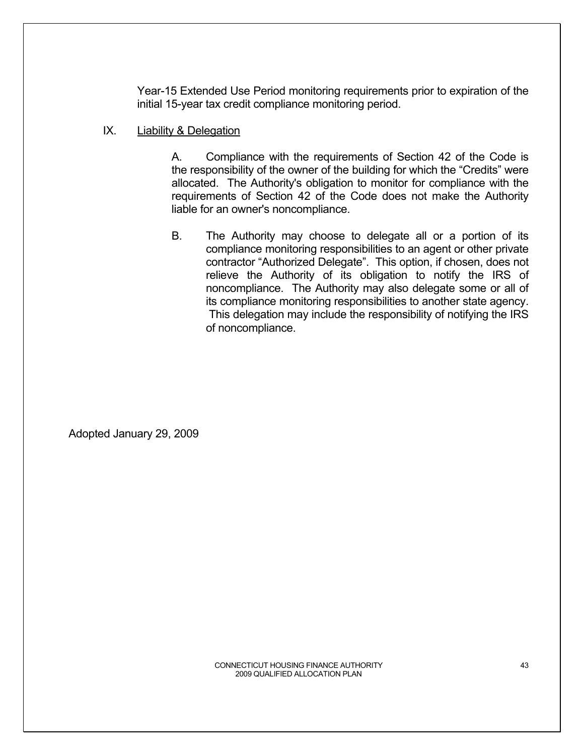Year-15 Extended Use Period monitoring requirements prior to expiration of the initial 15-year tax credit compliance monitoring period.

IX. Liability & Delegation

A. Compliance with the requirements of Section 42 of the Code is the responsibility of the owner of the building for which the "Credits" were allocated. The Authority's obligation to monitor for compliance with the requirements of Section 42 of the Code does not make the Authority liable for an owner's noncompliance.

B. The Authority may choose to delegate all or a portion of its compliance monitoring responsibilities to an agent or other private contractor "Authorized Delegate". This option, if chosen, does not relieve the Authority of its obligation to notify the IRS of noncompliance. The Authority may also delegate some or all of its compliance monitoring responsibilities to another state agency. This delegation may include the responsibility of notifying the IRS of noncompliance.

Adopted January 29, 2009